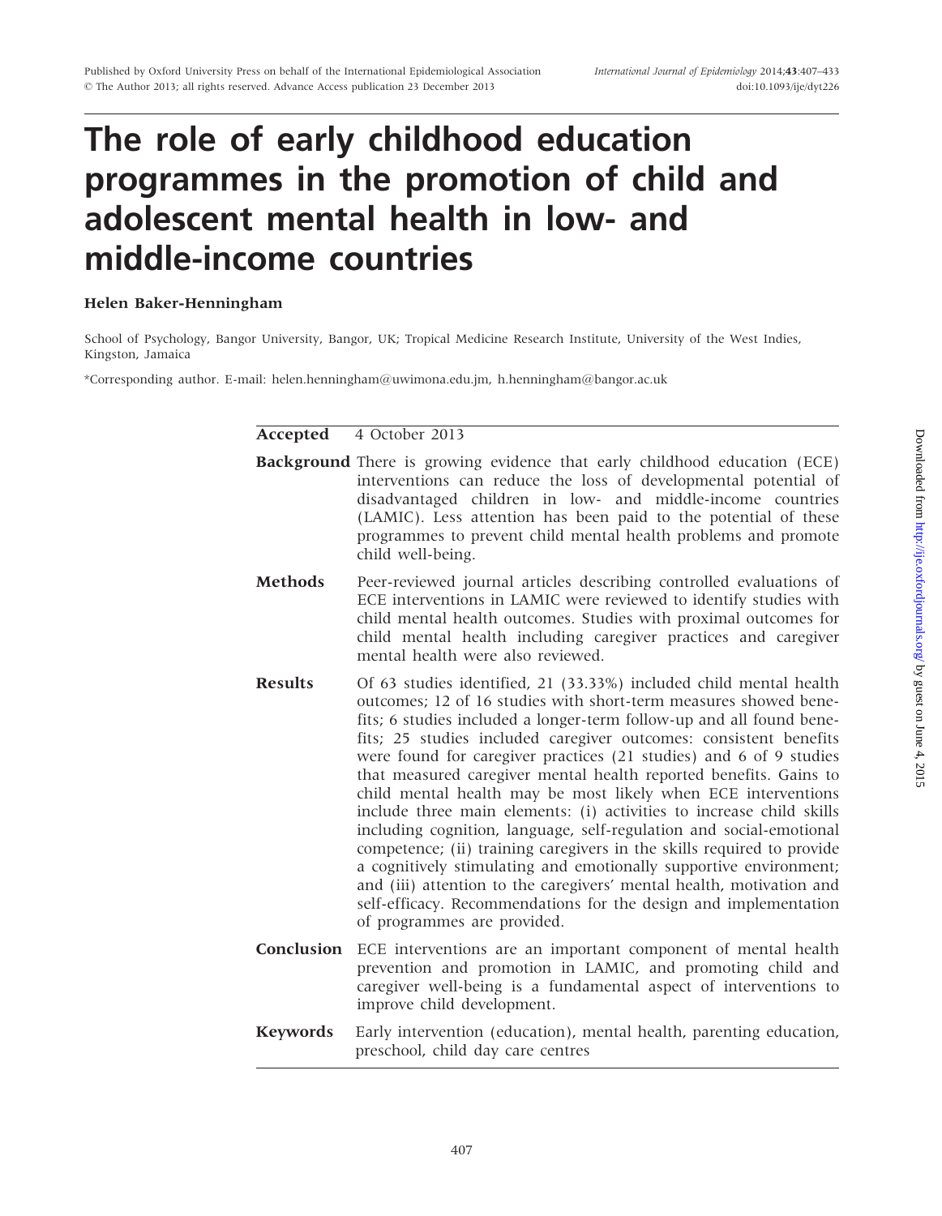# The role of early childhood education programmes in the promotion of child and adolescent mental health in low- and middle-income countries

**Helen Baker-Henningham**

School of Psychology, Bangor University, Bangor, UK; Tropical Medicine Research Institute, University of the West Indies, Kingston, Jamaica

*Corresponding author. E-mail: helen.henningham@uwimona.edu.jm, h.henningham@bangor.ac.uk

**Accepted** 4 October 2013

**Background** There is growing evidence that early childhood education (ECE) interventions can reduce the loss of developmental potential of disadvantaged children in low- and middle-income countries (LAMIC). Less attention has been paid to the potential of these programmes to prevent child mental health problems and promote child well-being.

**Methods** Peer-reviewed journal articles describing controlled evaluations of ECE interventions in LAMIC were reviewed to identify studies with child mental health outcomes. Studies with proximal outcomes for child mental health including caregiver practices and caregiver mental health were also reviewed.

**Results** Of 63 studies identified, 21 (33.33%) included child mental health outcomes; 12 of 16 studies with short-term measures showed benefits; 6 studies included a longer-term follow-up and all found benefits; 25 studies included caregiver outcomes: consistent benefits were found for caregiver practices (21 studies) and 6 of 9 studies that measured caregiver mental health reported benefits. Gains to child mental health may be most likely when ECE interventions include three main elements: (i) activities to increase child skills including cognition, language, self-regulation and social-emotional competence; (ii) training caregivers in the skills required to provide a cognitively stimulating and emotionally supportive environment; and (iii) attention to the caregivers' mental health, motivation and self-efficacy. Recommendations for the design and implementation of programmes are provided.

**Conclusion** ECE interventions are an important component of mental health prevention and promotion in LAMIC, and promoting child and caregiver well-being is a fundamental aspect of interventions to improve child development.

**Keywords** Early intervention (education), mental health, parenting education, preschool, child day care centres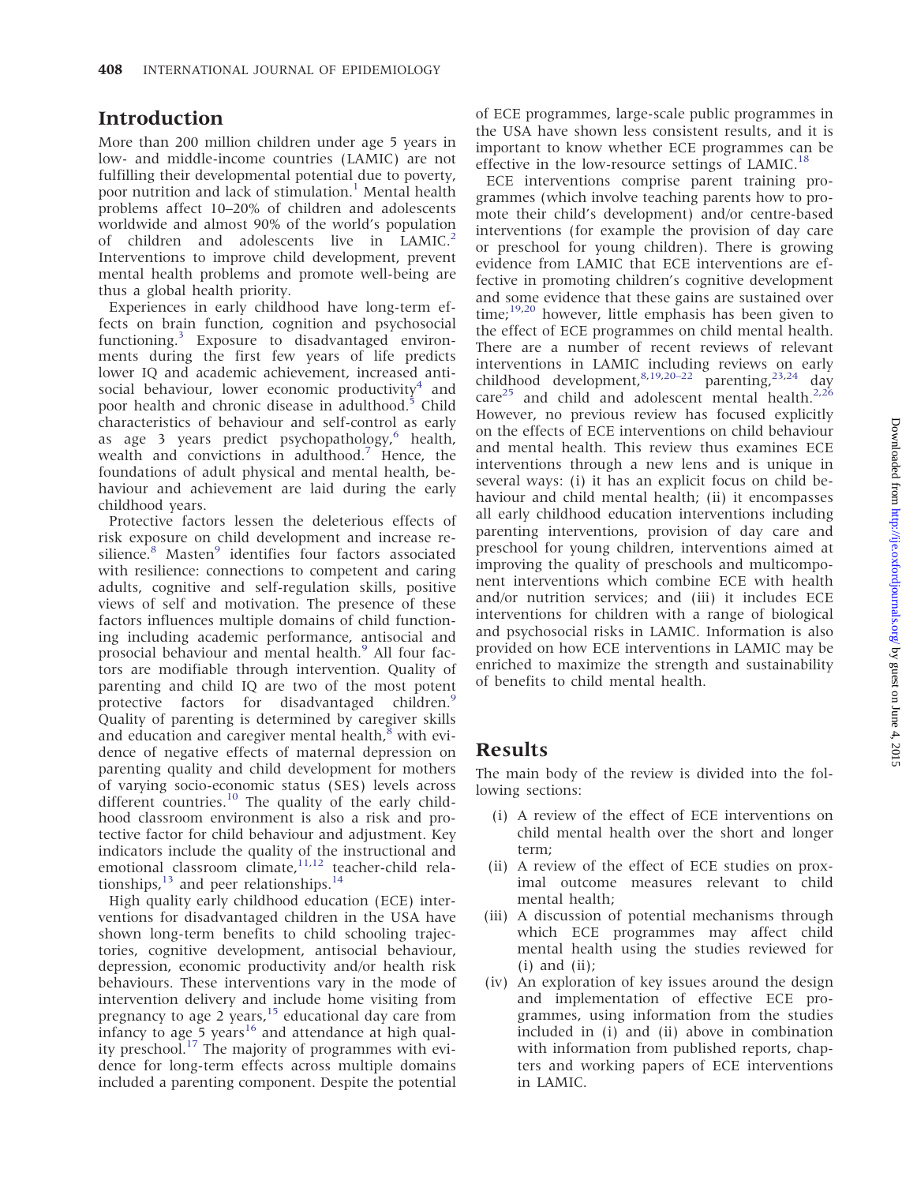## Introduction

More than 200 million children under age 5 years in low- and middle-income countries (LAMIC) are not fulfilling their developmental potential due to poverty, poor nutrition and lack of stimulation.[1] Mental health problems affect 10–20% of children and adolescents worldwide and almost 90% of the world's population of children and adolescents live in LAMIC.[2] Interventions to improve child development, prevent mental health problems and promote well-being are thus a global health priority.

Experiences in early childhood have long-term effects on brain function, cognition and psychosocial functioning.[3] Exposure to disadvantaged environments during the first few years of life predicts lower IQ and academic achievement, increased antisocial behaviour, lower economic productivity[4] and poor health and chronic disease in adulthood.[5] Child characteristics of behaviour and self-control as early as age 3 years predict psychopathology,[6] health, wealth and convictions in adulthood.[7] Hence, the foundations of adult physical and mental health, behaviour and achievement are laid during the early childhood years.

Protective factors lessen the deleterious effects of risk exposure on child development and increase resilience.[8] Masten[9] identifies four factors associated with resilience: connections to competent and caring adults, cognitive and self-regulation skills, positive views of self and motivation. The presence of these factors influences multiple domains of child functioning including academic performance, antisocial and prosocial behaviour and mental health.[9] All four factors are modifiable through intervention. Quality of parenting and child IQ are two of the most potent protective factors for disadvantaged children.[9] Quality of parenting is determined by caregiver skills and education and caregiver mental health,[8] with evidence of negative effects of maternal depression on parenting quality and child development for mothers of varying socio-economic status (SES) levels across different countries.[10] The quality of the early childhood classroom environment is also a risk and protective factor for child behaviour and adjustment. Key indicators include the quality of the instructional and emotional classroom climate,[11,12] teacher-child relationships,[13] and peer relationships.[14]

High quality early childhood education (ECE) interventions for disadvantaged children in the USA have shown long-term benefits to child schooling trajectories, cognitive development, antisocial behaviour, depression, economic productivity and/or health risk behaviours. These interventions vary in the mode of intervention delivery and include home visiting from pregnancy to age 2 years,[15] educational day care from infancy to age 5 years[16] and attendance at high quality preschool.[17] The majority of programmes with evidence for long-term effects across multiple domains included a parenting component. Despite the potential of ECE programmes, large-scale public programmes in the USA have shown less consistent results, and it is important to know whether ECE programmes can be effective in the low-resource settings of LAMIC.[18]

ECE interventions comprise parent training programmes (which involve teaching parents how to promote their child's development) and/or centre-based interventions (for example the provision of day care or preschool for young children). There is growing evidence from LAMIC that ECE interventions are effective in promoting children's cognitive development and some evidence that these gains are sustained over time;[19,20] however, little emphasis has been given to the effect of ECE programmes on child mental health. There are a number of recent reviews of relevant interventions in LAMIC including reviews on early childhood development,[8,19,20–22] parenting,[23,24] day care[25] and child and adolescent mental health.[2,26] However, no previous review has focused explicitly on the effects of ECE interventions on child behaviour and mental health. This review thus examines ECE interventions through a new lens and is unique in several ways: (i) it has an explicit focus on child behaviour and child mental health; (ii) it encompasses all early childhood education interventions including parenting interventions, provision of day care and preschool for young children, interventions aimed at improving the quality of preschools and multicomponent interventions which combine ECE with health and/or nutrition services; and (iii) it includes ECE interventions for children with a range of biological and psychosocial risks in LAMIC. Information is also provided on how ECE interventions in LAMIC may be enriched to maximize the strength and sustainability of benefits to child mental health.

## Results

The main body of the review is divided into the following sections:

- (i) A review of the effect of ECE interventions on child mental health over the short and longer term;
- (ii) A review of the effect of ECE studies on proximal outcome measures relevant to child mental health;
- (iii) A discussion of potential mechanisms through which ECE programmes may affect child mental health using the studies reviewed for (i) and (ii);
- (iv) An exploration of key issues around the design and implementation of effective ECE programmes, using information from the studies included in (i) and (ii) above in combination with information from published reports, chapters and working papers of ECE interventions in LAMIC.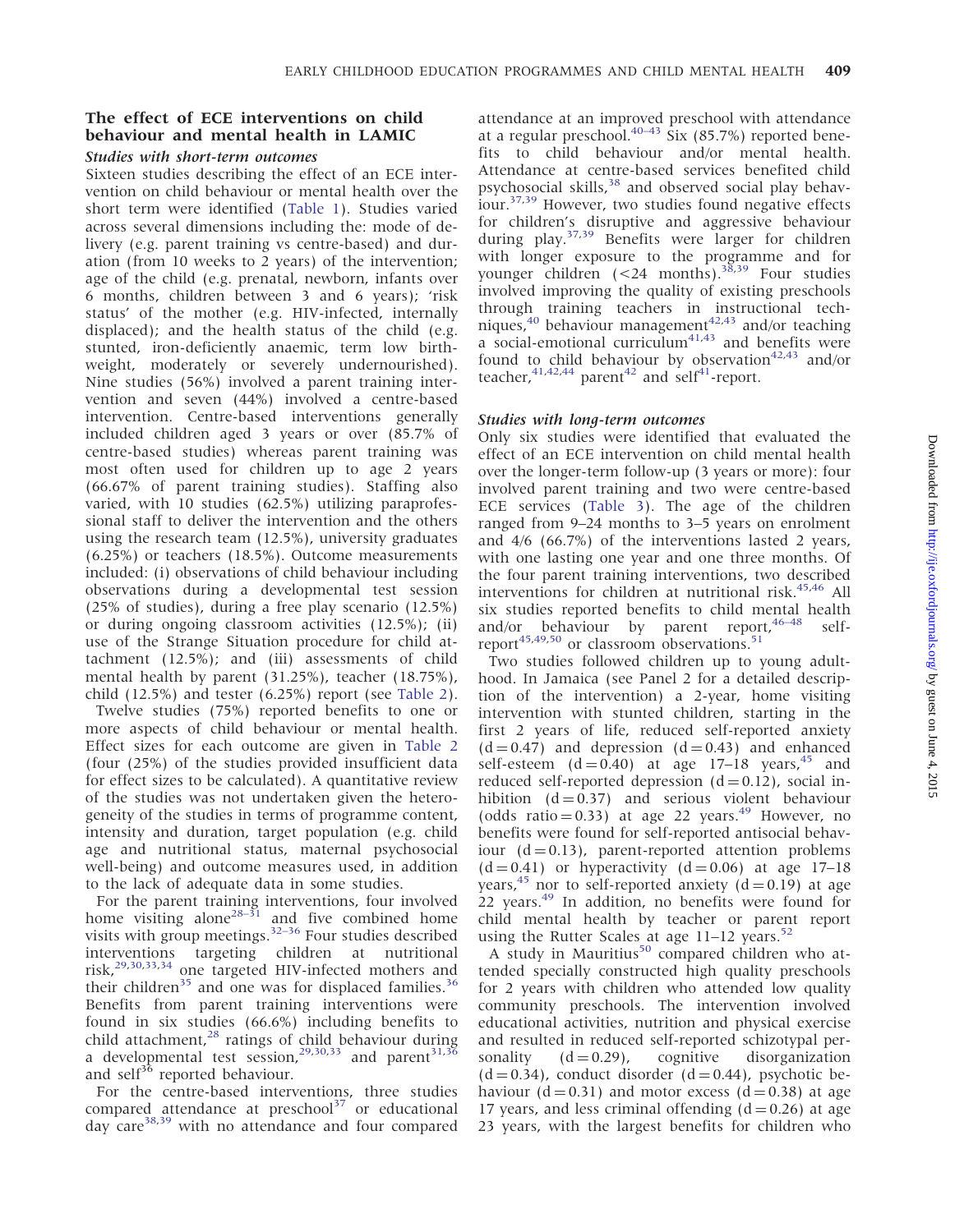## The effect of ECE interventions on child behaviour and mental health in LAMIC

### Studies with short-term outcomes

Sixteen studies describing the effect of an ECE intervention on child behaviour or mental health over the short term were identified (Table 1). Studies varied across several dimensions including the: mode of delivery (e.g. parent training vs centre-based) and duration (from 10 weeks to 2 years) of the intervention; age of the child (e.g. prenatal, newborn, infants over 6 months, children between 3 and 6 years); 'risk status' of the mother (e.g. HIV-infected, internally displaced); and the health status of the child (e.g. stunted, iron-deficiently anaemic, term low birth-weight, moderately or severely undernourished). Nine studies (56%) involved a parent training intervention and seven (44%) involved a centre-based intervention. Centre-based interventions generally included children aged 3 years or over (85.7% of centre-based studies) whereas parent training was most often used for children up to age 2 years (66.67% of parent training studies). Staffing also varied, with 10 studies (62.5%) utilizing paraprofessional staff to deliver the intervention and the others using the research team (12.5%), university graduates (6.25%) or teachers (18.5%). Outcome measurements included: (i) observations of child behaviour including observations during a developmental test session (25% of studies), during a free play scenario (12.5%) or during ongoing classroom activities (12.5%); (ii) use of the Strange Situation procedure for child attachment (12.5%); and (iii) assessments of child mental health by parent (31.25%), teacher (18.75%), child (12.5%) and tester (6.25%) report (see Table 2).

Twelve studies (75%) reported benefits to one or more aspects of child behaviour or mental health. Effect sizes for each outcome are given in Table 2 (four (25%) of the studies provided insufficient data for effect sizes to be calculated). A quantitative review of the studies was not undertaken given the heterogeneity of the studies in terms of programme content, intensity and duration, target population (e.g. child age and nutritional status, maternal psychosocial well-being) and outcome measures used, in addition to the lack of adequate data in some studies.

For the parent training interventions, four involved home visiting alone[28–31] and five combined home visits with group meetings.[32–36] Four studies described interventions targeting children at nutritional risk,[29,30,33,34] one targeted HIV-infected mothers and their children[35] and one was for displaced families.[36] Benefits from parent training interventions were found in six studies (66.6%) including benefits to child attachment,[28] ratings of child behaviour during a developmental test session,[29,30,33] and parent[31,36] and self[36] reported behaviour.

For the centre-based interventions, three studies compared attendance at preschool[37] or educational day care[38,39] with no attendance and four compared attendance at an improved preschool with attendance at a regular preschool.[40–43] Six (85.7%) reported benefits to child behaviour and/or mental health. Attendance at centre-based services benefited child psychosocial skills,[38] and observed social play behaviour.[37,39] However, two studies found negative effects for children's disruptive and aggressive behaviour during play.[37,39] Benefits were larger for children with longer exposure to the programme and for younger children (<24 months).[38,39] Four studies involved improving the quality of existing preschools through training teachers in instructional techniques,[40] behaviour management[42,43] and/or teaching a social-emotional curriculum[41,43] and benefits were found to child behaviour by observation[42,43] and/or teacher,[41,42,44] parent[42] and self[41]-report.

### Studies with long-term outcomes

Only six studies were identified that evaluated the effect of an ECE intervention on child mental health over the longer-term follow-up (3 years or more): four involved parent training and two were centre-based ECE services (Table 3). The age of the children ranged from 9–24 months to 3–5 years on enrolment and 4/6 (66.7%) of the interventions lasted 2 years, with one lasting one year and one three months. Of the four parent training interventions, two described interventions for children at nutritional risk.[45,46] All six studies reported benefits to child mental health and/or behaviour by parent report,[46–48] self-report[45,49,50] or classroom observations.[51]

Two studies followed children up to young adulthood. In Jamaica (see Panel 2 for a detailed description of the intervention) a 2-year, home visiting intervention with stunted children, starting in the first 2 years of life, reduced self-reported anxiety ($d = 0.47$) and depression ($d = 0.43$) and enhanced self-esteem ($d = 0.40$) at age 17–18 years,[45] and reduced self-reported depression ($d = 0.12$), social inhibition ($d = 0.37$) and serious violent behaviour (odds ratio $= 0.33$) at age 22 years.[49] However, no benefits were found for self-reported antisocial behaviour ($d = 0.13$), parent-reported attention problems ($d = 0.41$) or hyperactivity ($d = 0.06$) at age 17–18 years,[45] nor to self-reported anxiety ($d = 0.19$) at age 22 years.[49] In addition, no benefits were found for child mental health by teacher or parent report using the Rutter Scales at age 11–12 years.[52]

A study in Mauritius[50] compared children who attended specially constructed high quality preschools for 2 years with children who attended low quality community preschools. The intervention involved educational activities, nutrition and physical exercise and resulted in reduced self-reported schizotypal personality ($d = 0.29$), cognitive disorganization ($d = 0.34$), conduct disorder ($d = 0.44$), psychotic behaviour ($d = 0.31$) and motor excess ($d = 0.38$) at age 17 years, and less criminal offending ($d = 0.26$) at age 23 years, with the largest benefits for children who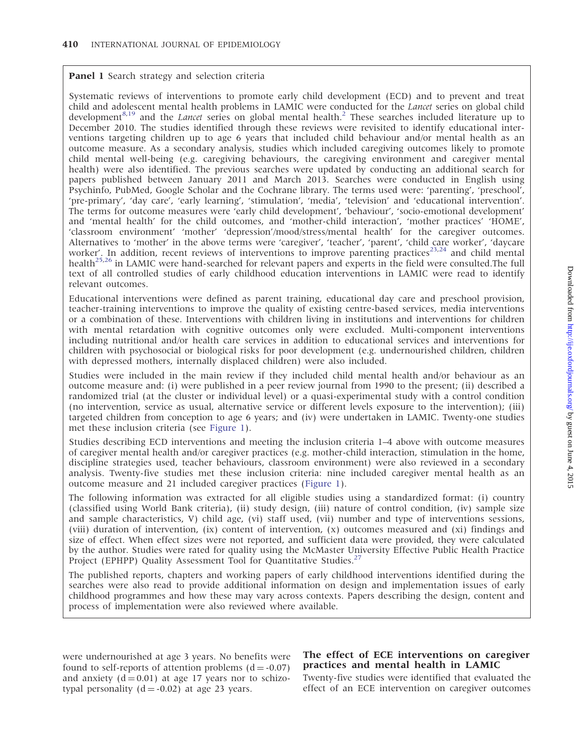**Panel 1** Search strategy and selection criteria

Systematic reviews of interventions to promote early child development (ECD) and to prevent and treat child and adolescent mental health problems in LAMIC were conducted for the *Lancet* series on global child development[8,19] and the *Lancet* series on global mental health.[2] These searches included literature up to December 2010. The studies identified through these reviews were revisited to identify educational interventions targeting children up to age 6 years that included child behaviour and/or mental health as an outcome measure. As a secondary analysis, studies which included caregiving outcomes likely to promote child mental well-being (e.g. caregiving behaviours, the caregiving environment and caregiver mental health) were also identified. The previous searches were updated by conducting an additional search for papers published between January 2011 and March 2013. Searches were conducted in English using Psychinfo, PubMed, Google Scholar and the Cochrane library. The terms used were: 'parenting', 'preschool', 'pre-primary', 'day care', 'early learning', 'stimulation', 'media', 'television' and 'educational intervention'. The terms for outcome measures were 'early child development', 'behaviour', 'socio-emotional development' and 'mental health' for the child outcomes, and 'mother-child interaction', 'mother practices' 'HOME', 'classroom environment' 'mother' 'depression'/mood/stress/mental health' for the caregiver outcomes. Alternatives to 'mother' in the above terms were 'caregiver', 'teacher', 'parent', 'child care worker', 'daycare worker'. In addition, recent reviews of interventions to improve parenting practices[23,24] and child mental health[25,26] in LAMIC were hand-searched for relevant papers and experts in the field were consulted.The full text of all controlled studies of early childhood education interventions in LAMIC were read to identify relevant outcomes.

Educational interventions were defined as parent training, educational day care and preschool provision, teacher-training interventions to improve the quality of existing centre-based services, media interventions or a combination of these. Interventions with children living in institutions and interventions for children with mental retardation with cognitive outcomes only were excluded. Multi-component interventions including nutritional and/or health care services in addition to educational services and interventions for children with psychosocial or biological risks for poor development (e.g. undernourished children, children with depressed mothers, internally displaced children) were also included.

Studies were included in the main review if they included child mental health and/or behaviour as an outcome measure and: (i) were published in a peer review journal from 1990 to the present; (ii) described a randomized trial (at the cluster or individual level) or a quasi-experimental study with a control condition (no intervention, service as usual, alternative service or different levels exposure to the intervention); (iii) targeted children from conception to age 6 years; and (iv) were undertaken in LAMIC. Twenty-one studies met these inclusion criteria (see Figure 1).

Studies describing ECD interventions and meeting the inclusion criteria 1–4 above with outcome measures of caregiver mental health and/or caregiver practices (e.g. mother-child interaction, stimulation in the home, discipline strategies used, teacher behaviours, classroom environment) were also reviewed in a secondary analysis. Twenty-five studies met these inclusion criteria: nine included caregiver mental health as an outcome measure and 21 included caregiver practices (Figure 1).

The following information was extracted for all eligible studies using a standardized format: (i) country (classified using World Bank criteria), (ii) study design, (iii) nature of control condition, (iv) sample size and sample characteristics, V) child age, (vi) staff used, (vii) number and type of interventions sessions, (viii) duration of intervention, (ix) content of intervention, (x) outcomes measured and (xi) findings and size of effect. When effect sizes were not reported, and sufficient data were provided, they were calculated by the author. Studies were rated for quality using the McMaster University Effective Public Health Practice Project (EPHPP) Quality Assessment Tool for Quantitative Studies.[27]

The published reports, chapters and working papers of early childhood interventions identified during the searches were also read to provide additional information on design and implementation issues of early childhood programmes and how these may vary across contexts. Papers describing the design, content and process of implementation were also reviewed where available.

were undernourished at age 3 years. No benefits were found to self-reports of attention problems ($d = -0.07$) and anxiety ($d = 0.01$) at age 17 years nor to schizotypal personality ($d = -0.02$) at age 23 years.

## The effect of ECE interventions on caregiver practices and mental health in LAMIC

Twenty-five studies were identified that evaluated the effect of an ECE intervention on caregiver outcomes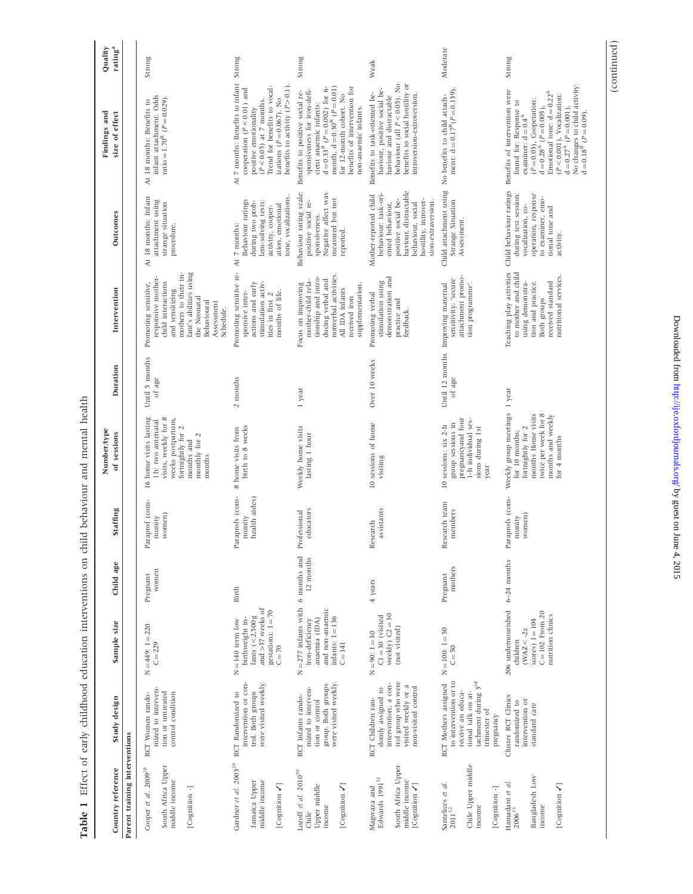**Table 1** Effect of early childhood education interventions on child behaviour and mental health

| Country reference | Study design | Sample size | Child age | Staffing | Number/type of sessions | Duration | Intervention | Outcomes | Findings and size of effect | Quality rating[a] |
|---|---|---|---|---|---|---|---|---|---|---|
| **Parent training interventions** | | | | | | | | | | |
| Cooper *et al.* 2009[28] South Africa Upper middle income [Cognition -] | RCT Women randomized to intervention or untreated control condition | N = 449: I = 220 C = 229 | Pregnant women | Paraprof (community women) | 16 home visits lasting 1 h: two antenatal visits, weekly for 8 weeks postpartum, fortnightly for 2 months and monthly for 2 months | Until 5 months of age | Promoting sensitive, responsive mother-child interactions and sensitizing mothers to their infant's abilities using the Neonatal Behavioural Assessment Schedule. | At 18 months: Infant attachment using strange situation procedure. | At 18 months: Benefits to infant attachment: Odds ratio = 1.70[R] ($P = 0.029$). | Strong |
| Gardner *et al.* 2003[29] Jamaica Upper middle income [Cognition ✓] | RCT Randomized to intervention or control. Both groups were visited weekly. | N = 140 term low birthweight infants (<2,500 g and >37 weeks of gestation): I = 70 C = 70 | Birth | Paraprofs (community health aides) | 8 home visits from birth to 8 weeks | 2 months | Promoting sensitive responsive interactions and early stimulation activities in first 2 months of life. | At 7 months: Behaviour ratings during two problem-solving tests: activity, cooperation, emotional tone, vocalizations. | At 7 months: Benefits to infant cooperation ($P < 0.01$) and positive emotionality ($P < 0.05$) at 7 months. Trend for benefits to vocalizations ($P = 0.067$). No benefits to activity ($P > 0.1$). | Strong |
| Lozoff *et al.* 2010[30] Chile Upper middle income [Cognition ✓] | RCT Infants randomized to intervention or control group. Both groups were visited weekly. | N = 277 infants with iron-deficiency anaemia (IDA) and non-anaemic infants: I = 136 C = 141 | 6 months and 12 months | Professional educators | Weekly home visits lasting 1 hour | 1 year | Focus on improving mother-child relationship and introducing verbal and nonverbal activities. All IDA infants received iron supplementation. | Behaviour rating scale: positive social responsiveness. Negative affect was measured but not reported. | Benefits to positive social responsiveness for iron-deficient anaemic infants: d = 0.33[R] ($P = 0.002$) for 6-month, d = 0.30[R] ($P = 0.01$) for 12-month cohort. No benefits of intervention for non-anaemic infants. | Strong |
| Magwaza and Edwards 1991[31] South Africa Upper middle income [Cognition ✓] | RCT Children randomly assigned to intervention, a control group who were visited weekly or a non-visited control | N = 90: I = 30 C1 = 30 (visited weekly) C2 = 30 (not visited) | 4 years | Research assistants | 10 sessions of home visiting | Over 10 weeks | Promoting verbal stimulation using demonstration and practice and feedback. | Mother-reported child behaviour: task-oriented behaviour, positive social behaviour, distractable behaviour, social hostility, introversion-extraversion. | Benefits to task-oriented behaviour, positive social behaviour and distractable behaviour (all $P < 0.05$). No benefits to social hostility or introversion-extroversion. | Weak |
| Santelices *et al.* 2011[32] Chile Upper middle income [Cognition -] | RCT Mothers assigned to intervention or to receive an educational talk on attachment during 3[rd] trimester of pregnancy | N = 100: I = 50 C = 50 | Pregnant mothers | Research team members | 10 sessions: six 2-h group sessions in pregnancyand four 1-h individual sessions during 1st year | Until 12 months of age | Improving maternal sensitivity: 'secure attachment promotion programme'. | Child attachment using Strange Situation Assessment. | No benefits to child attachment: d = 0.17[R] ($P = 0.139$). | Moderate |
| Hamadani *et al.* 2006[33] Bangladesh Low income [Cognition ✓] | Cluster RCT Clinics randomized to intervention or standard care | 206 undernourished children (WAZ < -2z scores) I = 104 C = 102 From 20 nutrition clinics | 6–24 months | Paraprofs (community women) | Weekly group meetings for 10 months; fortnightly for 2 months Home visits twice per week for 8 months and weekly for 4 months | 1 year | Teaching play activities to mother and child using demonstration and practice. Both groups received standard nutritional services. | Child behaviour ratings during test session: vocalization, cooperation, response to examiner, emotional tone and activity. | Benefits of intervention were found for: Response to examiner: d = 0.4[A] ($P = 0.03$). Cooperation: d = 0.28[A] ($P = 0.005$), Emotional tone: d = 0.22[A] ($P < 0.001$), Vocalization: d = 0.27[A] ($P = 0.001$). No changes to child activity: d = 0.18[B] ($P = 0.09$). | Strong |

(continued)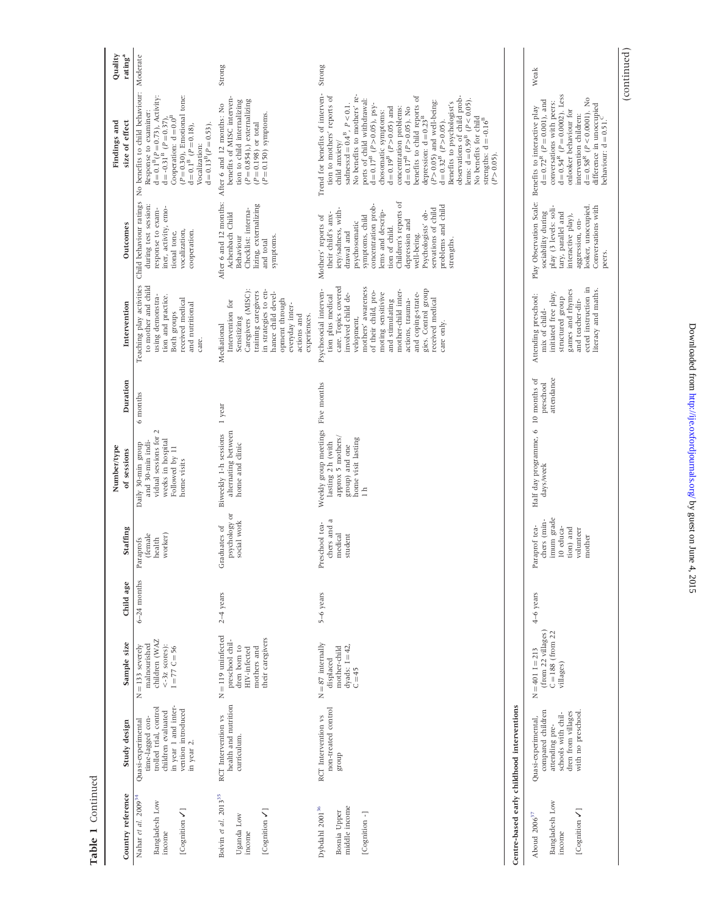**Table 1** Continued

| Country reference | Study design | Sample size | Child age | Staffing | Number/type of sessions | Duration | Intervention | Outcomes | Findings and size of effect | Quality rating[a] |
|---|---|---|---|---|---|---|---|---|---|---|
| Nahar *et al.* 2009[34] Bangladesh Low income [Cognition ✓] | Quasi-experimental time-lagged controlled trial, control children evaluated in year 1 and intervention introduced in year 2. | N = 133 severely malnourished children (WAZ <-3z scores): I = 77 C = 56 | 6–24 months | Paraprofs (female health worker) | Daily 30-min group and 30-min individual sessions for 2 weeks in hospital Followed by 11 home visits | 6 months | Teaching play activities to mother and child using demonstration and practice. Both groups received medical and nutritional care. | Child behaviour ratings during test session: response to examiner, activity, emotional tone, vocalization, cooperation. | No benefits to child behaviour: Response to examiner: d = 0.1[B] (P = 0.73), Activity: d = -0.31[B] (P = 0.37), Cooperation: d = 0.0[B] (P = 0.30), Emotional tone: d = 0.1[B] (P = 0.18), Vocalization: d = 0.13[B] (P = 0.53). | Moderate |
| Boivin *et al.* 2013[35] Uganda Low income [Cognition ✓] | RCT Intervention vs health and nutrition curriculum. | N = 119 uninfected preschool children born to HIV-infected mothers and their caregivers | 2–4 years | Graduates of psychology or social work | Biweekly 1-h sessions alternating between home and clinic | 1 year | Mediational Intervention for Sensitizing Caregivers (MISC): training caregivers in strategies to enhance child development through everyday interactions and experiences. | After 6 and 12 months: Achenbach Child Behaviour Checklist: internalizing, externalizing and total symptoms. | After 6 and 12 months: No benefits of MISC intervention to child internalizing (P = 0.854), externalizing (P = 0.198) or total (P = 0.150) symptoms. | Strong |
| Dybdahl 2001[36] Bosnia Upper middle income [Cognition -] | RCT Intervention vs non-treated control group | N = 87 internally displaced mother-child dyads: I = 42, C = 45 | 5–6 years | Preschool teachers and a medical student | Weekly group meetings lasting 2 h (with approx 5 mothers/group) and one home visit lasting 1 h | Five months | Psychosocial intervention plus medical care. Topics covered involved child development, mothers' awareness of their child, promoting sensitive and stimulating mother-child interactions, trauma- and coping-strategies. Control group received medical care only. | Mothers' reports of their child's anxiety/sadness, withdrawal and psychosomatic symptoms, child concentration problems and description of child. Children's reports of depression and well-being. Psychologists' observations of child problems and child strengths. | Trend for benefits of intervention to mothers' reports of child anxiety/ sadness:d = 0.4[B], P < 0.1. No benefits to mothers' reports of child withdrawal: d = 0.17[B] (P > 0.05), psychosomatic symptoms: d = 0.19[B] (P > 0.05) and concentration problems: d = 0.17[B] (P > 0.05). No benefits to child reports of depression: d = 0.23[B] (P > 0.05) and well-being: d = 0.32[B] (P > 0.05). Benefits to psychologist's observations of child problems: d = 0.59[B] (P < 0.05). No benefits for child strengths: d = -0.16[B] (P > 0.05). | Strong |
| **Centre-based early childhood interventions** | | | | | | | | | | |
| Aboud 2006[37] Bangladesh Low income [Cognition ✓] | Quasi-experimental, compared children attending preschools with children from villages with no preschool. | N = 401 I = 213 (from 22 villages) C = 188 (from 22 villages) | 4–6 years | Paraprof teachers (minimum grade 10 education) and volunteer mother | Half day programme, 6 days/week | 10 months of preschool attendance | Attending preschool: mix of child-initiated free play, structured group games and rhymes and teacher-directed instruction in literacy and maths. | Play Observation Scale: sociability during play (3 levels: solitary, parallel and interactive play), aggression, onlooker, unoccupied. Conversations with peers. | Benefits to interactive play d = 0.72[R] (P = 0.001), and conversations with peers: d = 0.54[R] (P = 0.0002). Less onlooker behaviour for intervention children: d = 0.58[R] (P < 0.0001). No difference in unoccupied behaviour: d = 0.51.[C] | Weak |

(continued)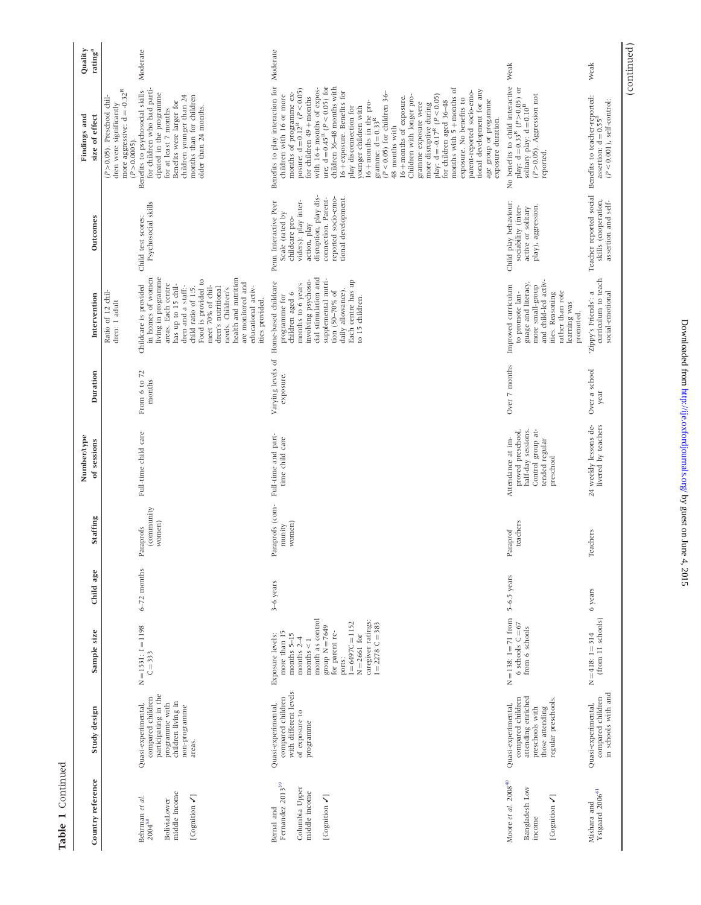**Table 1** Continued

| Country reference | Study design | Sample size | Child age | Staffing | Number/type of sessions | Duration | Intervention | Outcomes | Findings and size of effect | Quality rating[a] |
|---|---|---|---|---|---|---|---|---|---|---|
| | | | | | | | Ratio of 12 children: 1 adult | | (P>0.05). Preschool children were significantly more aggressive: d = -0.32[R] (P>0.0005). | |
| Behrman *et al.* 2004[38] BoliviaLower middle income [Cognition ✓] | Quasi-experimental, compared children participating in the programme with children living in non-programme areas. | N = 1531: I = 1198 C = 333 | 6–72 months | Paraprofs (community women) | Full-time child care | From 6 to 72 months | Childcare is provided in homes of women living in programme areas. Each centre has up to 15 children and a staff: child ratio of 1:5. Food is provided to meet 70% of children's nutritional needs. Children's health and nutrition are monitored and educational activities provided. | Child test scores: Psychosocial skills | Benefits to psychosocial skills for children who had participated in the programme for at least 7 months. Benefits were larger for children younger than 24 months than for children older than 24 months. | Moderate |
| Bernal and Fernandez 2013[39] Columbia Upper middle income [Cognition ✓] | Quasi-experimental, compared children with different levels of exposure to programme | Exposure levels: more than 15 months 5–15 months 2–4 months < 1 month as control group N = 7649 for parent reports: I = 6497C = 1152 N = 2661 for caregiver ratings: I = 2278 C = 383 | 3–6 years | Paraprofs (community women) | Full-time and part-time child care | Varying levels of exposure. | Home-based childcare programme for children aged 6 months to 6 years involving psychosocial stimulation and supplemental nutrition (50–70% of daily allowance). Each centre has up to 15 children. | Penn Interactive Peer Scale (rated by childcare providers): play interaction, play disruption, play disconnection. Parent-reported socio-emotional development. | Benefits to play interaction for children with 16 or more months of programme exposure: d = 0.12[R] (P < 0.05) for children 49 + months with 16 + months of exposure; d = 0.45[R] (P < 0.05) for children 36–48 months with 16 + exposure. Benefits for play disconnection for younger children with 16 + months in the programme: d = 0.33[R] (P < 0.05) for children 36–48 months with 16 + months of exposure. Children with longer programme exposure were more disruptive during play: d = -0.17[R] (P < 0.05) for children aged 36–48 months with 5 + months of exposure. No benefits to parent-reported socio-emotional development for any age group or progamme exposure duration. | Moderate |
| Moore *et al.* 2008[40] Bangladesh Low income [Cognition ✓] | Quasi-experimental, compared children attending enriched preschools with those attending regular preschools. | N = 138: I = 71 from 6 schools C = 67 from 6 schools | 5–6.5 years | Paraprof teachers | Attendance at improved preschool, half-day sessions. Control group attended regular preschool | Over 7 months | Improved curriculum to promote language and literacy, more small-group and child-led activities. Reasoning rather than rote learning was promoted. | Child play behaviour: sociability (interactive or solitary play), aggression. | No benefits to child interactive play: d = 0.33[R] (P > 0.05) or solitary play: d = 0.10[R] (P > 0.05). Aggression not reported. | Weak |
| Mishara and Ystgaard 2006[41] | Quasi-experimental, compared children in schools with and | N = 418: I = 314 (from 11 schools) | 6 years | Teachers | 24 weekly lessons delivered by teachers | Over a school year | 'Zippy's Friends': a curriculum to teach social-emotional | Teacher reported social skills (cooperation, assertion and self- | Benefits to teacher-reported: assertion: d = 0.55[R] (P < 0.001), self-control: | Weak |

(continued)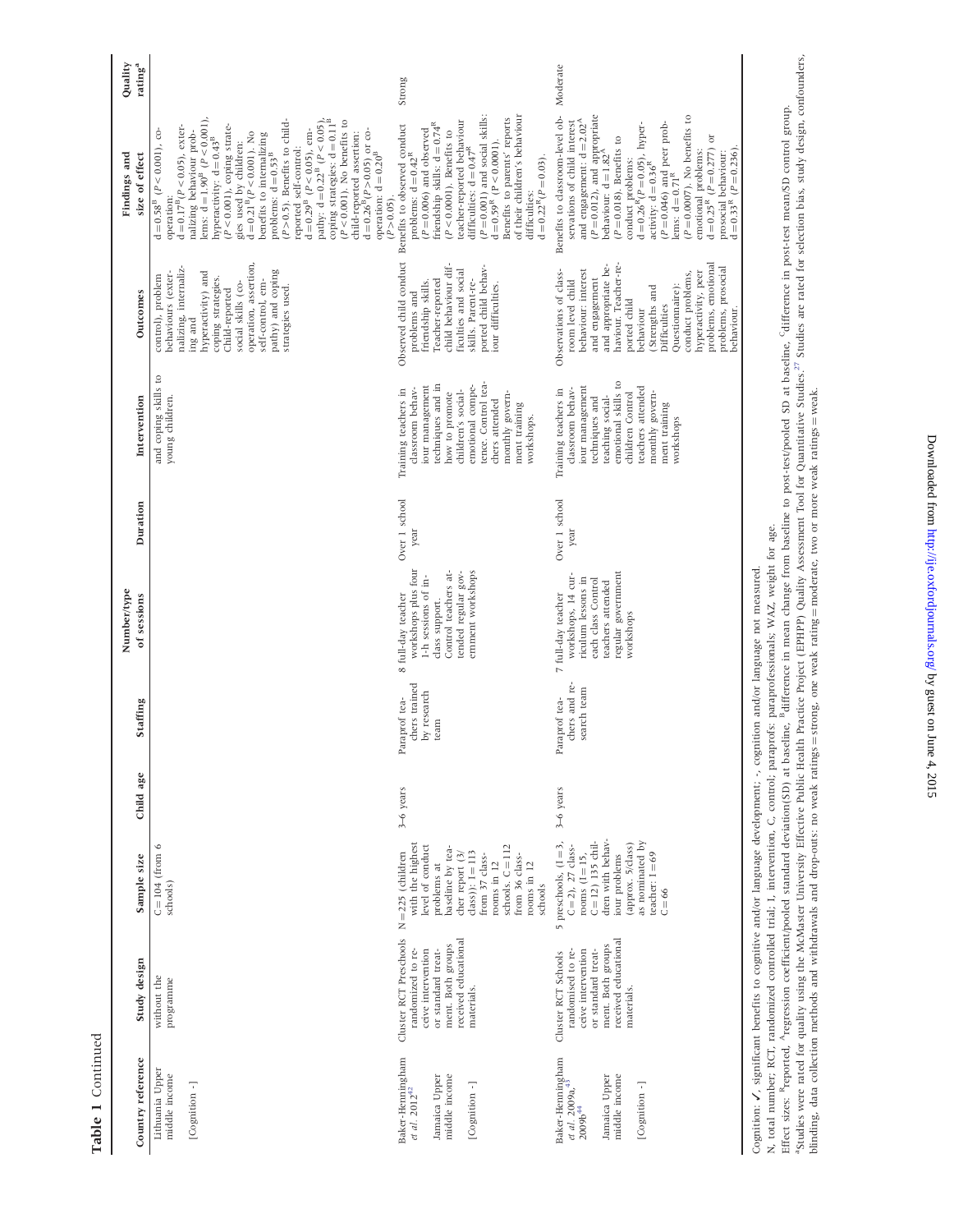**Table 1** Continued

| Country reference | Study design | Sample size | Child age | Staffing | Number/type of sessions | Duration | Intervention | Outcomes | Findings and size of effect | Quality rating[a] |
|---|---|---|---|---|---|---|---|---|---|---|
| Lithuania Upper middle income [Cognition -] | without the programme | C = 104 (from 6 schools) | | | | | and coping skills to young children. | control), problem behaviours (externalizing, internalizing and hyperactivity) and coping strategies. Child-reported social skills (co-operation, assertion, self-control, empathy) and coping strategies used. | d = 0.58[B] ($P < 0.001$), co-operation: d = 0.17[B] ($P < 0.05$), externalizing behaviour problems: d = 1.90[B] ($P < 0.001$), hyperactivity: d = 0.43[B] ($P < 0.001$), coping strategies used by children: d = 0.21[B] ($P < 0.0001$). No benefits to internalizing problems: d = 0.53[B] ($P > 0.5$). Benefits to child-reported self-control: d = 0.29[B] ($P < 0.05$), empathy: d = 0.22[B] ($P < 0.05$), coping strategies: d = 0.11[B] ($P < 0.001$). No benefits to child-reported assertion: d = 0.26[B] ($P > 0.05$) or co-operation: d = 0.20[B] ($P > 0.05$). | |
| Baker-Henningham *et al.* 2012[42] Jamaica Upper middle income [Cognition -] | Cluster RCT Preschools randomized to receive intervention or standard treatment. Both groups received educational materials. | N = 225 (children with the highest level of conduct problems at baseline by teacher report (3/class)): I = 113 from 37 classrooms in 12 schools. C = 112 from 36 classrooms in 12 schools | 3–6 years | Paraprof teachers trained by research team | 8 full-day teacher workshops plus four 1-h sessions of in-class support. Control teachers attended regular government workshops | Over 1 school year | Training teachers in classroom behaviour management techniques and in how to promote children's social-emotional competence. Control teachers attended monthly government training workshops. | Observed child conduct problems and friendship skills. Teacher-reported child behaviour difficulties and social skills. Parent-reported child behaviour difficulties. | Benefits to observed conduct problems: d = 0.42[R] ($P = 0.006$) and observed friendship skills: d = 0.74[R] ($P < 0.0001$). Benefits to teacher-reported behaviour difficulties: d = 0.47[R] ($P = 0.001$) and social skills: d = 0.59[R] ($P < 0.0001$). Benefits to parents' reports of their children's behaviour difficulties: d = 0.22[R] ($P = 0.03$). | Strong |
| Baker-Henningham *et al.* 2009a,[43] 2009b[44] Jamaica Upper middle income [Cognition -] | Cluster RCT Schools randomised to receive intervention or standard treatment. Both groups received educational materials. | 5 preschools, (I = 3, C = 2), 27 classrooms (I = 15, C = 12) 135 children with behaviour problems (approx. 5/class) as nominated by teacher: I = 69 C = 66 | 3–6 years | Paraprof teachers and research team | 7 full-day teacher workshops, 14 curriculum lessons in each class Control teachers attended regular government workshops | Over 1 school year | Training teachers in classroom behaviour management techniques and teaching social-emotional skills to children Control teachers attended monthly government training workshops | Observations of classroom level child behaviour: interest and engagement and appropriate behaviour. Teacher-reported child behaviour (Strengths and Difficulties Questionnaire): conduct problems, hyperactivity, peer problems, emotional problems, prosocial behaviour. | Benefits to classroom-level observations of child interest and engagement: d = 2.02[A] ($P = 0.012$), and appropriate behaviour: d = 1.82[A] ($P = 0.018$). Benefits to conduct problems: d = 0.26[R] ($P = 0.05$), hyperactivity: d = 0.36[R] ($P = 0.046$) and peer problems: d = 0.71[R] ($P = 0.0007$). No benefits to emotional problems: d = 0.25[R] ($P = 0.277$) or prosocial behaviour: d = 0.33[R] ($P = 0.236$). | Moderate |

Cognition: ✓, significant benefits to cognitive and/or language development; -, cognition and/or language not measured.

N, total number; RCT, randomized controlled trial; I, intervention, C, control; paraprofs: paraprofessionals; WAZ, weight for age.

Effect sizes: [R]reported, [A]regression coefficient/pooled standard deviation(SD) at baseline, [B]difference in mean change from baseline to post-test/pooled SD at baseline, [C]difference in post-test mean/SD control group.

[a]Studies were rated for quality using the McMaster University Effective Public Health Practice Project (EPHPP) Quality Assessment Tool for Quantitative Studies.[27] Studies are rated for selection bias, study design, confounders, blinding, data collection methods and withdrawals and drop-outs: no weak ratings = strong, one weak rating = moderate, two or more weak ratings = weak.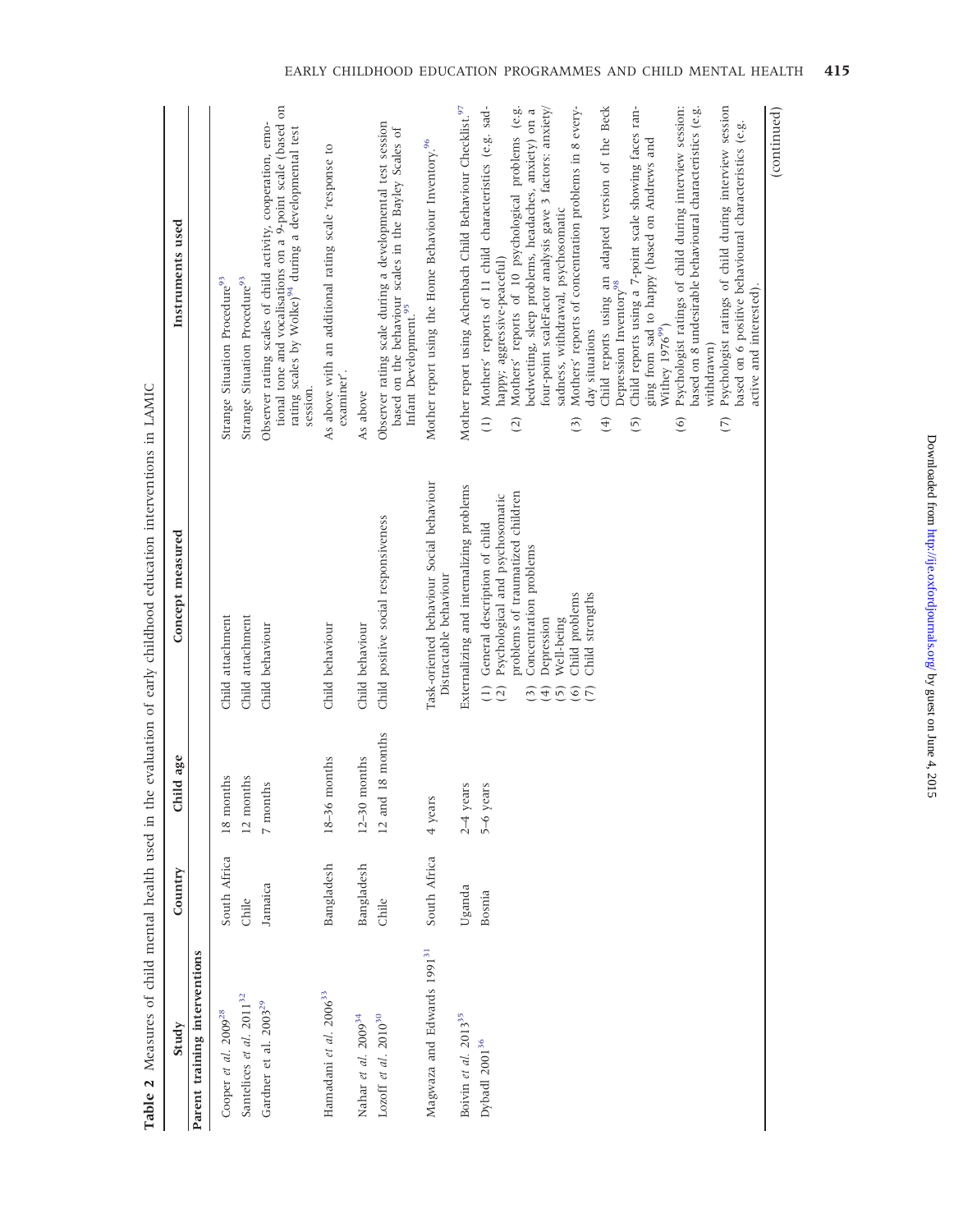**Table 2** Measures of child mental health used in the evaluation of early childhood education interventions in LAMIC

| Study | Country | Child age | Concept measured | Instruments used |
|---|---|---|---|---|
| **Parent training interventions** | | | | |
| Cooper *et al.* 2009[28] | South Africa | 18 months | Child attachment | Strange Situation Procedure[93] |
| Santelices *et al.* 2011[32] | Chile | 12 months | Child attachment | Strange Situation Procedure[93] |
| Gardner et al. 2003[29] | Jamaica | 7 months | Child behaviour | Observer rating scales of child activity, cooperation, emotional tone and vocalisations on a 9-point scale (based on rating scales by Wolke)[94] during a developmental test session. |
| Hamadani *et al.* 2006[33] | Bangladesh | 18–36 months | Child behaviour | As above with an additional rating scale 'response to examiner'. |
| Nahar *et al.* 2009[34] | Bangladesh | 12–30 months | Child behaviour | As above |
| Lozoff *et al.* 2010[30] | Chile | 12 and 18 months | Child positive social responsiveness | Observer rating scale during a developmental test session based on the behaviour scales in the Bayley Scales of Infant Development.[95] |
| Magwaza and Edwards 1991[31] | South Africa | 4 years | Task-oriented behaviour Social behaviour Distractable behaviour | Mother report using the Home Behaviour Inventory.[96] |
| Boivin *et al.* 2013[35] | Uganda | 2–4 years | Externalizing and internalizing problems | Mother report using Achenbach Child Behaviour Checklist.[97] |
| Dybdahl 2001[36] | Bosnia | 5–6 years | (1) General description of child<br>(2) Psychological and psychosomatic problems of traumatized children<br>(3) Concentration problems<br>(4) Depression<br>(5) Well-being<br>(6) Child problems<br>(7) Child strengths | (1) Mothers' reports of 11 child characteristics (e.g. sad-happy; aggressive-peaceful)<br>(2) Mothers' reports of 10 psychological problems (e.g. bedwetting, sleep problems, headaches, anxiety) on a four-point scaleFactor analysis gave 3 factors: anxiety/sadness, withdrawal, psychosomatic<br>(3) Mothers' reports of concentration problems in 8 every-day situations<br>(4) Child reports using an adapted version of the Beck Depression Inventory[98]<br>(5) Child reports using a 7-point scale showing faces ranging from sad to happy (based on Andrews and Withey 1976[99])<br>(6) Psychologist ratings of child during interview session: based on 8 undesirable behavioural characteristics (e.g. withdrawn)<br>(7) Psychologist ratings of child during interview session based on 6 positive behavioural characteristics (e.g. active and interested). |

(continued)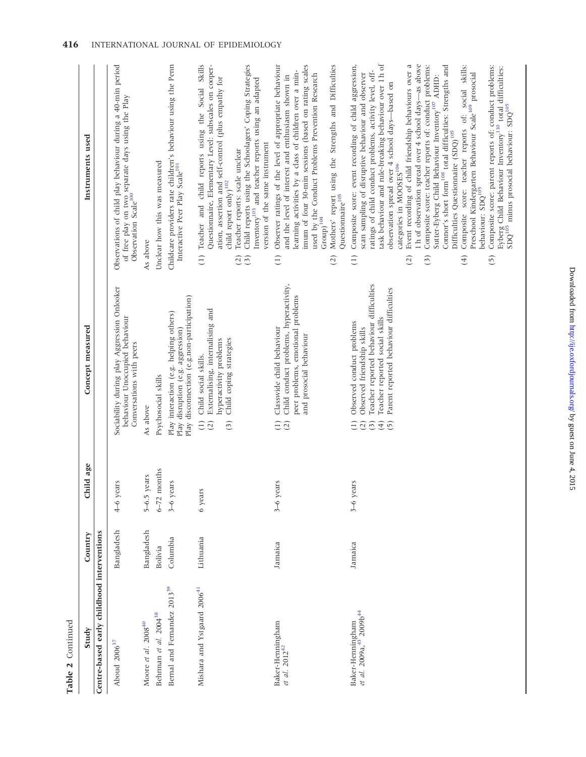**Table 2** Continued

| Study | Country | Child age | Concept measured | Instruments used |
|---|---|---|---|---|
| **Centre-based early childhood interventions** | | | | |
| Aboud 2006[37] | Bangladesh | 4–6 years | Sociability during play Aggression Onlooker behaviour Unoccupied behaviour Conversations with peers | Observations of child play behaviour during a 40-min period of free play on two separate days using the Play Observation Scale[100] |
| Moore *et al.* 2008[40] | Bangladesh | 5–6.5 years | As above | As above |
| Behrman *et al.* 2004[38] | Bolivia | 6–72 months | Psychosocial skills | Unclear how this was measured |
| Bernal and Fernandez 2013[39] | Columbia | 3–6 years | Play interaction (e.g. helping others) Play disruption (e.g. aggression) Play disconnection (e.g.non-participation) | Childcare providers rate children's behaviour using the Penn Interactive Peer Play Scale[101] |
| Mishara and Ystgaard 2006[41] | Lithuania | 6 years | (1) Child social skills. (2) Externalising, internalising and hyperactivity problems (3) Child coping strategies | (1) Teacher and child reports using the Social Skills Questionnaire, Elementary Level: subscales on cooperation, assertion and self-control (plus empathy for child report only)[102] (2) Teacher reports: scale unclear (3) Child reports using the Schoolagers' Coping Strategies Inventory[103] and teacher reports using an adapted version of the same instrument |
| Baker-Henningham *et al.* 2012[42] | Jamaica | 3–6 years | (1) Classwide child behaviour (2) Child conduct problems, hyperactivity, peer problems, emotional problems and prosocial behaviour | (1) Observer ratings of the level of appropriate behaviour and the level of interest and enthusiasm shown in learning activities by a class of children over a minimum of four 30-min sessions (based on rating scales used by the Conduct Problems Prevention Research Group)[104] (2) Mothers' report using the Strengths and Difficulties Questionnaire[105] |
| Baker-Henningham *et al.* 2009a,[43] 2009b[44] | Jamaica | 3–6 years | (1) Observed conduct problems (2) Observed friendship skills (3) Teacher reported behaviour difficulties (4) Teacher reported social skills (5) Parent reported behaviour difficulties | (1) Composite score: event recording of child aggression, scan sampling of disruptive behaviour and observer ratings of child conduct problems, activity level, off-task behaviour and rule-breaking behaviour over 1 h of observation spread over 4 school days—based on categories in MOOSES[106] (2) Event recording of child friendship behaviours over a 1 h of observation spread over 4 school days—as above (3) Composite score: teacher reports of: conduct problems: Sutter-Eyberg Child Behaviour Inventory[107] ADHD: Connor's short form[108] total difficulties: Strengths and Difficulties Questionnaire (SDQ)[105] (4) Composite score: teacher reports of: social skills: Preschool Kindergarten Behaviour Scale[109] prosocial behaviour: SDQ[105] (5) Composite score: parent reports of: conduct problems: Eyberg Child Behaviour Inventory[110] total difficulties: SDQ[105] minus prosocial behaviour: SDQ[105] |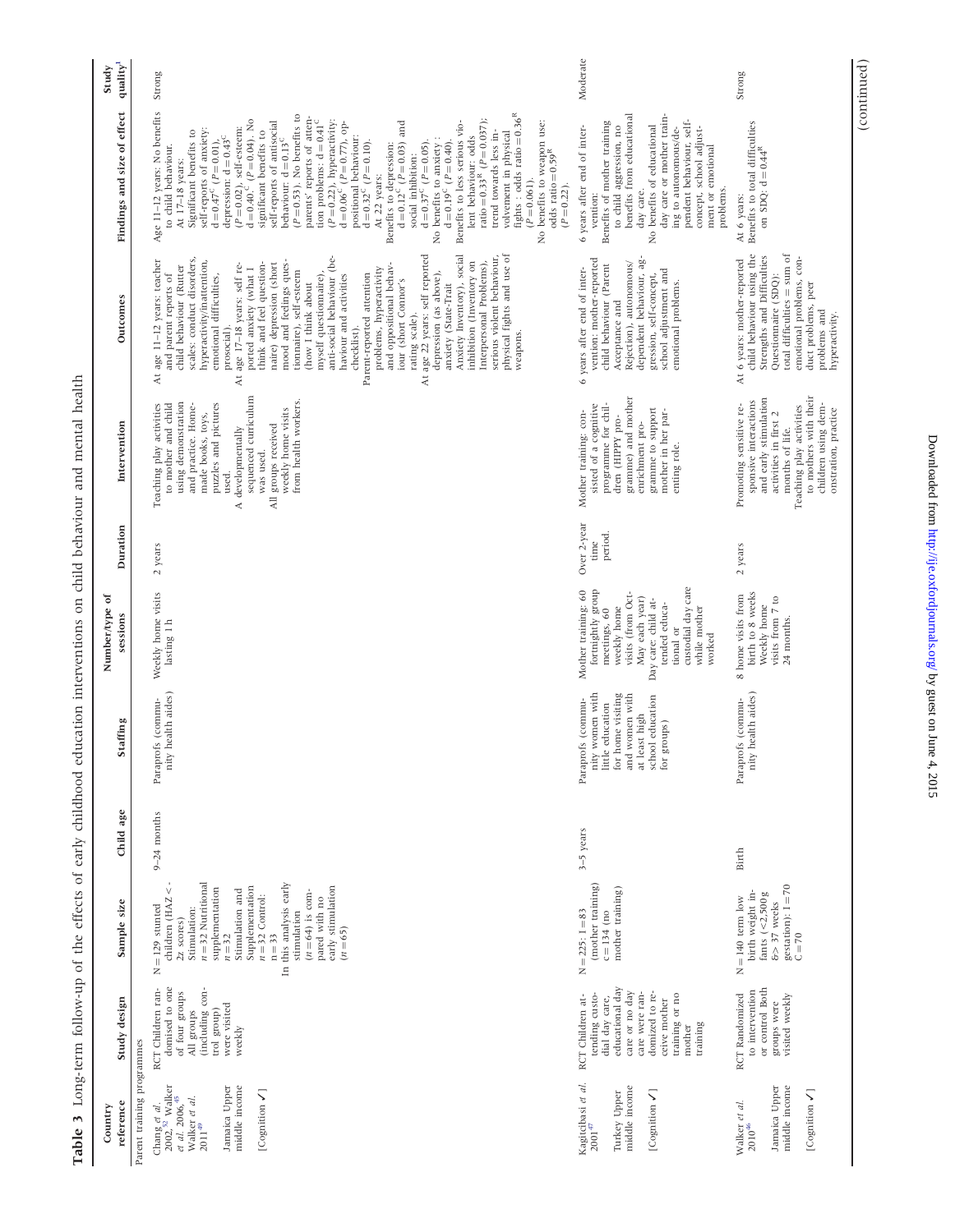**Table 3** Long-term follow-up of the effects of early childhood education interventions on child behaviour and mental health

| Country reference | Study design | Sample size | Child age | Staffing | Number/type of sessions | Duration | Intervention | Outcomes | Findings and size of effect | Study quality[a] |
|---|---|---|---|---|---|---|---|---|---|---|
| Parent training programmes | | | | | | | | | | |
| Chang *et al.* 2002,[52] Walker *et al.* 2006,[45] Walker *et al.* 2011[49] Jamaica Upper middle income [Cognition ✓] | RCT Children randomised to one of four groups All groups (including control group) were visited weekly | N = 129 stunted children (HAZ < -2z scores) Stimulation: n = 32 Nutritional supplementation n = 32 Stimulation and Supplementation n = 32 Control: n = 33 In this analysis early stimulation (n = 64) is compared with no early stimulation (n = 65) | 9–24 months | Paraprofs (community health aides) | Weekly home visits lasting 1 h | 2 years | Teaching play activities to mother and child using demonstration and practice. Home-made books, toys, puzzles and pictures used. A developmentally sequenced curriculum was used. All groups received weekly home visits from health workers. | At age 11–12 years: teacher and parent reports of child behaviour (Rutter scales: conduct disorders, hyperactivity/inattention, emotional difficulties, prosocial). At age 17–18 years: self reported anxiety (what I think and feel questionnaire) depression (short mood and feelings questionnaire), self-esteem (how I think about myself questionnaire), anti-social behaviour (behaviour and activities checklist). Parent-reported attention problems, hyperactivity and oppositional behaviour (short Connor's rating scale). At age 22 years: self reported depression (as above), anxiety (State-Trait Anxiety Inventory), social inhibition (Inventory on Interpersonal Problems), serious violent behaviour, physical fights and use of weapons. | Age 11–12 years: No benefits to child behaviour. At 17–18 years: Significant benefits to self-reports of anxiety: $d = 0.47^{C}$ ($P = 0.01$), depression: $d = 0.43^{C}$ ($P = 0.02$), self-esteem: $d = 0.40^{C}$ ($P = 0.04$). No significant benefits to self-reports of antisocial behaviour: $d = 0.13^{C}$ ($P = 0.53$). No benefits to parents' reports of attention problems: $d = 0.41^{C}$ ($P = 0.22$), hyperactivity: $d = 0.06^{C}$ ($P = 0.77$), oppositional behaviour: $d = 0.32^{C}$ ($P = 0.10$). At 22 years: Benefits to depression: $d = 0.12^{C}$ ($P = 0.03$) and social inhibition: $d = 0.37^{C}$ ($P = 0.05$). No benefits to anxiety: $d = 0.19^{C}$ ($P = 0.40$). Benefits to less serious violent behaviour: odds ratio $= 0.33^{R}$ ($P = 0.037$); trend towards less involvement in physical fights: odds ratio $= 0.36^{R}$ ($P = 0.061$). No benefits to weapon use: odds ratio $= 0.59^{R}$ ($P = 0.22$). | Strong |
| Kagitcibasi *et al.* 2001[47] Turkey Upper middle income [Cognition ✓] | RCT Children attending custodial day care, educational day care or no day care were randomized to receive mother training or no mother training | N = 225: I = 83 (mother training) c = 134 (no mother training) | 3–5 years | Paraprofs (community women with little education for home visiting and women with at least high school education for groups) | Mother training: 60 fortnightly group meetings, 60 weekly home visits (from Oct-May each year) Day care: child attended educational or custodial day care while mother worked | Over 2-year time period. | Mother training: consisted of a cognitive programme for children (HIPPY programme) and mother enrichment programme to support mother in her parenting role. | 6 years after end of intervention: mother-reported child behaviour (Parent Acceptance and Rejection), autonomous/dependent behaviour, aggression, self-concept, school adjustment and emotional problems. | 6 years after end of intervention: Benefits of mother training to child aggression, no benefits from educational day care. No benefits of educational day care or mother training to autonomous/dependent behaviour, self-concept, school adjustment or emotional problems. | Moderate |
| Walker *et al.* 2010[46] Jamaica Upper middle income [Cognition ✓] | RCT Randomized to intervention or control Both groups were visited weekly | N = 140 term low birth weight infants (<2,500 g &> 37 weeks gestation): I = 70 C = 70 | Birth | Paraprofs (community health aides) | 8 home visits from birth to 8 weeks Weekly home visits from 7 to 24 months. | 2 years | Promoting sensitive responsive interactions and early stimulation activities in first 2 months of life. Teaching play activities to mothers with their children using demonstration, practice | At 6 years: mother-reported child behaviour using the Strengths and Difficulties Questionnaire (SDQ): total difficulties = sum of emotional problems, conduct problems, peer problems and hyperactivity. | At 6 years: Benefits to total difficulties on SDQ: $d = 0.44^{R}$ | Strong |

(continued)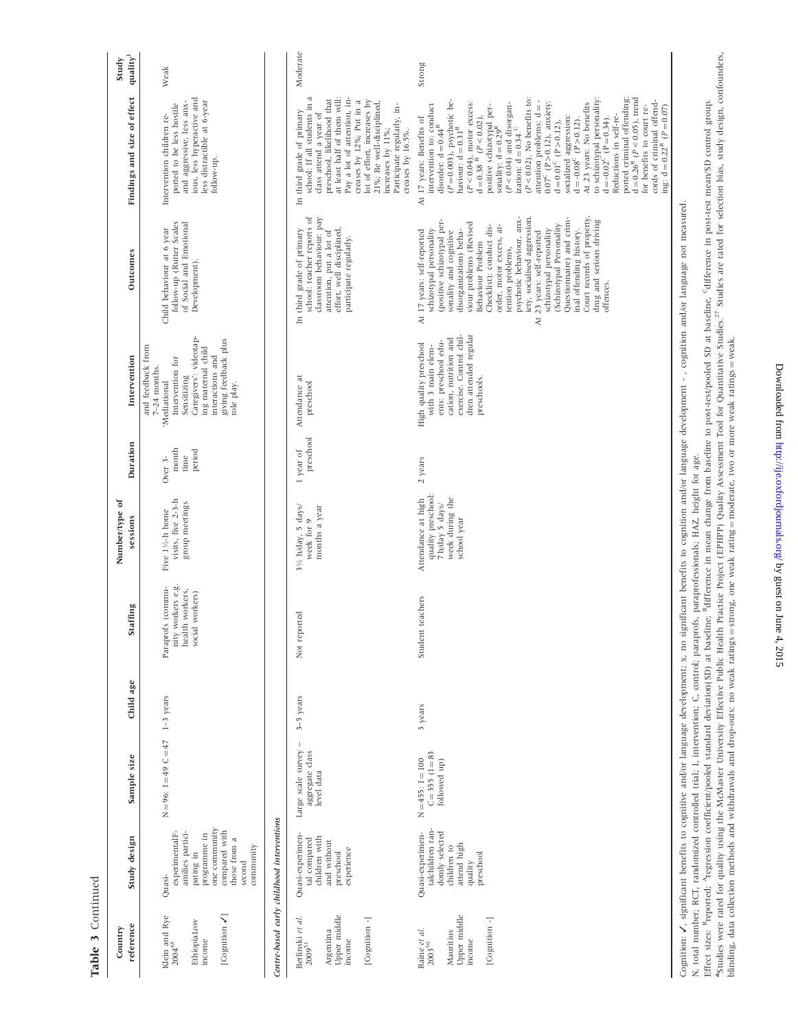**Table 3** Continued

| Country reference | Study design | Sample size | Child age | Staffing | Number/type of sessions | Duration | Intervention | Outcomes | Findings and size of effect | Study quality[a] |
|---|---|---|---|---|---|---|---|---|---|---|
| Klein and Rye 2004[48] Ethiopia Low income [Cognition ✓] | Quasi-experimental Families participating in programme in one community compared with those from a second community | N = 96: I = 49 C = 47 | 1–3 years | Paraprofs (community workers e.g. health workers, social workers) | Five 1½-h home visits, five 2-3-h group meetings | Over 3-month time period | and feedback from 7–24 months. 'Mediational Intervention for Sensitizing Caregivers': videotaping maternal child interactions and giving feedback plus role play. | Child behaviour at 6 year follow-up (Rutter Scales of Social and Emotional Development). | Intervention children reported to be less hostile and aggressive, less anxious, less hyperactive and less distractible at 6-year follow-up. | Weak |
| *Centre-based early childhood interventions* | | | | | | | | | | |
| Berlinski et al. 2009[49] Argentina Upper middle income [Cognition -] | Quasi-experimental compared children with and without preschool experience | Large scale survey – aggregate class level data | 3–5 years | Not reported | 3½ h/day, 5 days/week for 9 months a year | 1 year of preschool | Attendance at preschool | In third grade of primary school: teacher reports of classroom behaviour: pay attention, put a lot of effort, well disciplined, participate regularly. | In third grade of primary school: If all students in a class attend a year of preschool, likelihood that at least half of them will: Pay a lot of attention, increases by 12%; Put in a lot of effort, increases by 21%; Be well-disciplined, increases by 11%; Participate regularly, increases by 16.5%. | Moderate |
| Raine et al. 2003[50] Mauritius Upper middle income [Cognition -] | Quasi-experimental children randomly selected children to attend high quality preschool | N = 455: I = 100 C = 355 (I = 83 followed up) | 3 years | Student teachers | Attendance at high quality preschool: 7 h/day 5 days/week during the school year | 2 years | High quality preschool with 3 main elements: preschool education, nutrition and exercise. Control children attended regular preschools. | At 17 years: self-reported schizotypal personality (positive schizotypal personality and cognitive disorganization) behaviour problems (Revised Behaviour Problem Checklist): conduct disorder, motor excess, attention problems, psychotic behaviour, anxiety, socialised aggression. At 23 years: self-reported schizotypal personality (Schizotypal Personality Questionnaire) and criminal offending history. Court records of property, drug and serious driving offences. | At 17 years: Benefits of intervention to: conduct disorder: d = 0.44[R] ($P = 0.003$), psychotic behaviour: d = 0.31[R] ($P < 0.04$), motor excess: d = 0.38[R] ($P < 0.02$), positive schizotypal personality: d = 0.29[R] ($P < 0.04$) and disorganization: d = 0.34[C] ($P < 0.02$). No benefits to: attention problems: d = 0.07[C] ($P > 0.12$), anxiety: d = 0.01[C] ($P > 0.12$), socialized aggression: d = -0.08[C] ($P > 0.12$). At 23 years: No benefits to schizotypal personality: d = -0.02[C] ($P = 0.34$). Reductions in self-reported criminal offending: d = 0.26[R] ($P < 0.05$), trend for benefits to court records of criminal offending: d = 0.22[R] ($P = 0.07$) | Strong |

Cognition: ✓, significant benefits to cognitive and/or language development; x, no significant benefits to cognition and/or language development - , cognition and/or language not measured.

N, total number; RCT, randomized controlled trial; I, intervention; C, control; paraprofs, paraprofessionals; HAZ, height for age.

Effect sizes: [R]reported; [A]regression coefficient/pooled standard deviation(SD) at baseline; [B]difference in mean change from baseline to post-test/pooled SD at baseline, [C]difference in post-test mean/SD control group.

[a]Studies were rated for quality using the McMaster University Effective Public Health Practice Project (EPHPP) Quality Assessment Tool for Quantitative Studies.[27] Studies are rated for selection bias, study design, confounders, blinding, data collection methods and withdrawals and drop-outs: no weak ratings = strong, one weak rating = moderate, two or more weak ratings = weak.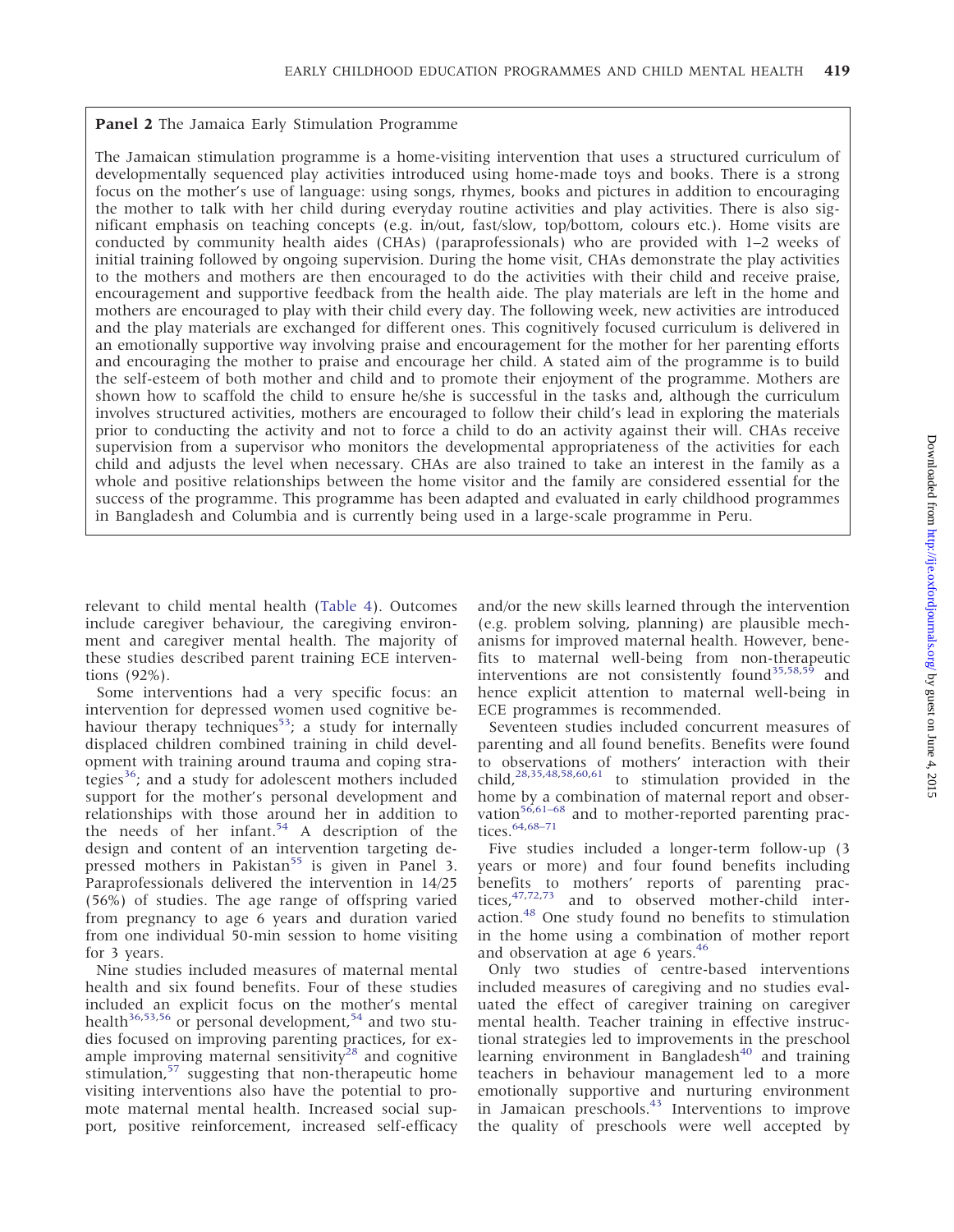**Panel 2** The Jamaica Early Stimulation Programme

The Jamaican stimulation programme is a home-visiting intervention that uses a structured curriculum of developmentally sequenced play activities introduced using home-made toys and books. There is a strong focus on the mother's use of language: using songs, rhymes, books and pictures in addition to encouraging the mother to talk with her child during everyday routine activities and play activities. There is also significant emphasis on teaching concepts (e.g. in/out, fast/slow, top/bottom, colours etc.). Home visits are conducted by community health aides (CHAs) (paraprofessionals) who are provided with 1–2 weeks of initial training followed by ongoing supervision. During the home visit, CHAs demonstrate the play activities to the mothers and mothers are then encouraged to do the activities with their child and receive praise, encouragement and supportive feedback from the health aide. The play materials are left in the home and mothers are encouraged to play with their child every day. The following week, new activities are introduced and the play materials are exchanged for different ones. This cognitively focused curriculum is delivered in an emotionally supportive way involving praise and encouragement for the mother for her parenting efforts and encouraging the mother to praise and encourage her child. A stated aim of the programme is to build the self-esteem of both mother and child and to promote their enjoyment of the programme. Mothers are shown how to scaffold the child to ensure he/she is successful in the tasks and, although the curriculum involves structured activities, mothers are encouraged to follow their child's lead in exploring the materials prior to conducting the activity and not to force a child to do an activity against their will. CHAs receive supervision from a supervisor who monitors the developmental appropriateness of the activities for each child and adjusts the level when necessary. CHAs are also trained to take an interest in the family as a whole and positive relationships between the home visitor and the family are considered essential for the success of the programme. This programme has been adapted and evaluated in early childhood programmes in Bangladesh and Columbia and is currently being used in a large-scale programme in Peru.

relevant to child mental health (Table 4). Outcomes include caregiver behaviour, the caregiving environment and caregiver mental health. The majority of these studies described parent training ECE interventions (92%).

Some interventions had a very specific focus: an intervention for depressed women used cognitive behaviour therapy techniques[53]; a study for internally displaced children combined training in child development with training around trauma and coping strategies[36]; and a study for adolescent mothers included support for the mother's personal development and relationships with those around her in addition to the needs of her infant.[54] A description of the design and content of an intervention targeting depressed mothers in Pakistan[55] is given in Panel 3. Paraprofessionals delivered the intervention in 14/25 (56%) of studies. The age range of offspring varied from pregnancy to age 6 years and duration varied from one individual 50-min session to home visiting for 3 years.

Nine studies included measures of maternal mental health and six found benefits. Four of these studies included an explicit focus on the mother's mental health[36,53,56] or personal development,[54] and two studies focused on improving parenting practices, for example improving maternal sensitivity[28] and cognitive stimulation,[57] suggesting that non-therapeutic home visiting interventions also have the potential to promote maternal mental health. Increased social support, positive reinforcement, increased self-efficacy and/or the new skills learned through the intervention (e.g. problem solving, planning) are plausible mechanisms for improved maternal health. However, benefits to maternal well-being from non-therapeutic interventions are not consistently found[35,58,59] and hence explicit attention to maternal well-being in ECE programmes is recommended.

Seventeen studies included concurrent measures of parenting and all found benefits. Benefits were found to observations of mothers' interaction with their child,[28,35,48,58,60,61] to stimulation provided in the home by a combination of maternal report and observation[56,61–68] and to mother-reported parenting practices.[64,68–71]

Five studies included a longer-term follow-up (3 years or more) and four found benefits including benefits to mothers' reports of parenting practices,[47,72,73] and to observed mother-child interaction.[48] One study found no benefits to stimulation in the home using a combination of mother report and observation at age 6 years.[46]

Only two studies of centre-based interventions included measures of caregiving and no studies evaluated the effect of caregiver training on caregiver mental health. Teacher training in effective instructional strategies led to improvements in the preschool learning environment in Bangladesh[40] and training teachers in behaviour management led to a more emotionally supportive and nurturing environment in Jamaican preschools.[43] Interventions to improve the quality of preschools were well accepted by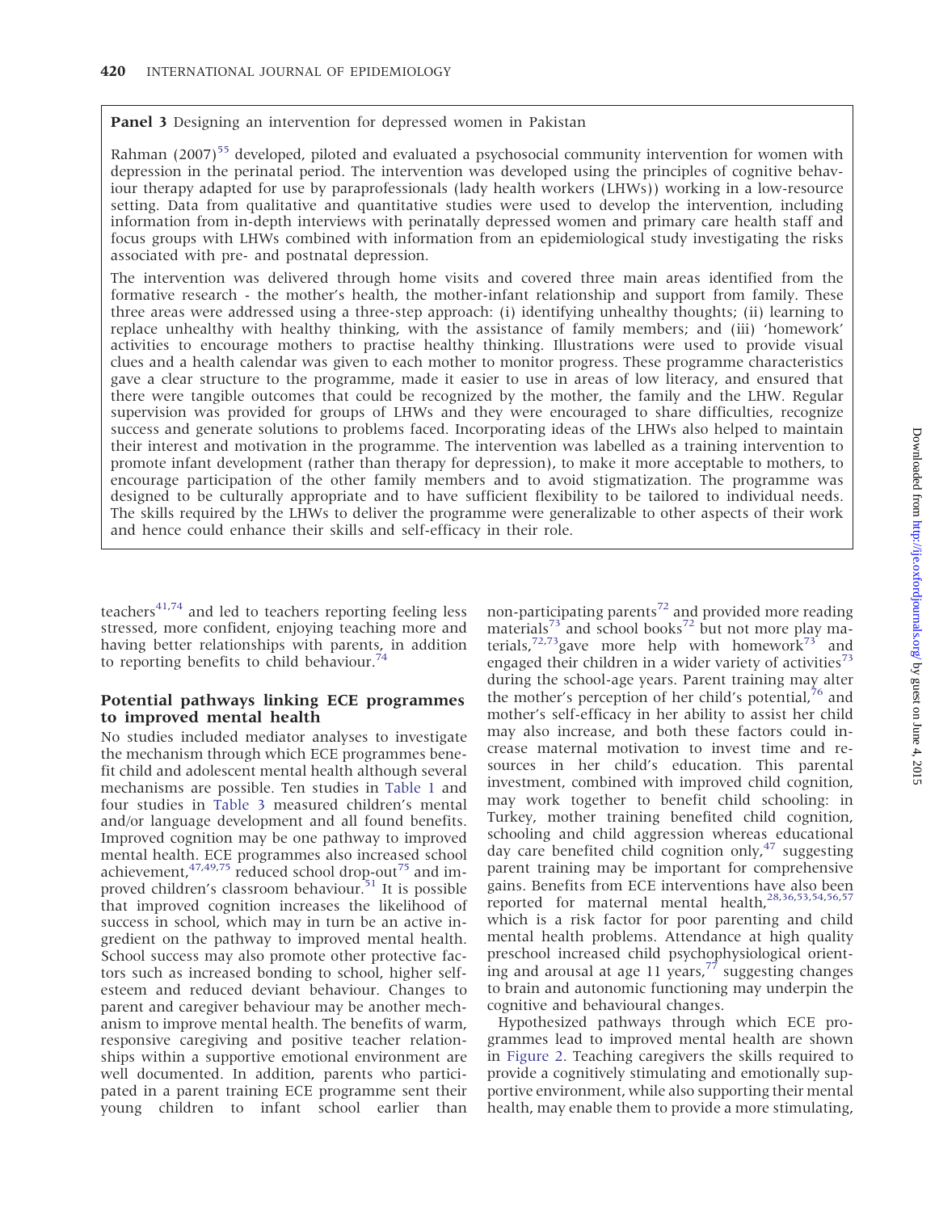**Panel 3** Designing an intervention for depressed women in Pakistan

Rahman (2007)[55] developed, piloted and evaluated a psychosocial community intervention for women with depression in the perinatal period. The intervention was developed using the principles of cognitive behaviour therapy adapted for use by paraprofessionals (lady health workers (LHWs)) working in a low-resource setting. Data from qualitative and quantitative studies were used to develop the intervention, including information from in-depth interviews with perinatally depressed women and primary care health staff and focus groups with LHWs combined with information from an epidemiological study investigating the risks associated with pre- and postnatal depression.

The intervention was delivered through home visits and covered three main areas identified from the formative research - the mother's health, the mother-infant relationship and support from family. These three areas were addressed using a three-step approach: (i) identifying unhealthy thoughts; (ii) learning to replace unhealthy with healthy thinking, with the assistance of family members; and (iii) 'homework' activities to encourage mothers to practise healthy thinking. Illustrations were used to provide visual clues and a health calendar was given to each mother to monitor progress. These programme characteristics gave a clear structure to the programme, made it easier to use in areas of low literacy, and ensured that there were tangible outcomes that could be recognized by the mother, the family and the LHW. Regular supervision was provided for groups of LHWs and they were encouraged to share difficulties, recognize success and generate solutions to problems faced. Incorporating ideas of the LHWs also helped to maintain their interest and motivation in the programme. The intervention was labelled as a training intervention to promote infant development (rather than therapy for depression), to make it more acceptable to mothers, to encourage participation of the other family members and to avoid stigmatization. The programme was designed to be culturally appropriate and to have sufficient flexibility to be tailored to individual needs. The skills required by the LHWs to deliver the programme were generalizable to other aspects of their work and hence could enhance their skills and self-efficacy in their role.

teachers[41,74] and led to teachers reporting feeling less stressed, more confident, enjoying teaching more and having better relationships with parents, in addition to reporting benefits to child behaviour.[74]

## Potential pathways linking ECE programmes to improved mental health

No studies included mediator analyses to investigate the mechanism through which ECE programmes benefit child and adolescent mental health although several mechanisms are possible. Ten studies in Table 1 and four studies in Table 3 measured children's mental and/or language development and all found benefits. Improved cognition may be one pathway to improved mental health. ECE programmes also increased school achievement,[47,49,75] reduced school drop-out[75] and improved children's classroom behaviour.[51] It is possible that improved cognition increases the likelihood of success in school, which may in turn be an active ingredient on the pathway to improved mental health. School success may also promote other protective factors such as increased bonding to school, higher self-esteem and reduced deviant behaviour. Changes to parent and caregiver behaviour may be another mechanism to improve mental health. The benefits of warm, responsive caregiving and positive teacher relationships within a supportive emotional environment are well documented. In addition, parents who participated in a parent training ECE programme sent their young children to infant school earlier than non-participating parents[72] and provided more reading materials[73] and school books[72] but not more play materials,[72,73] gave more help with homework[73] and engaged their children in a wider variety of activities[73] during the school-age years. Parent training may alter the mother's perception of her child's potential,[76] and mother's self-efficacy in her ability to assist her child may also increase, and both these factors could increase maternal motivation to invest time and resources in her child's education. This parental investment, combined with improved child cognition, may work together to benefit child schooling: in Turkey, mother training benefited child cognition, schooling and child aggression whereas educational day care benefited child cognition only,[47] suggesting parent training may be important for comprehensive gains. Benefits from ECE interventions have also been reported for maternal mental health,[28,36,53,54,56,57] which is a risk factor for poor parenting and child mental health problems. Attendance at high quality preschool increased child psychophysiological orienting and arousal at age 11 years,[77] suggesting changes to brain and autonomic functioning may underpin the cognitive and behavioural changes.

Hypothesized pathways through which ECE programmes lead to improved mental health are shown in Figure 2. Teaching caregivers the skills required to provide a cognitively stimulating and emotionally supportive environment, while also supporting their mental health, may enable them to provide a more stimulating,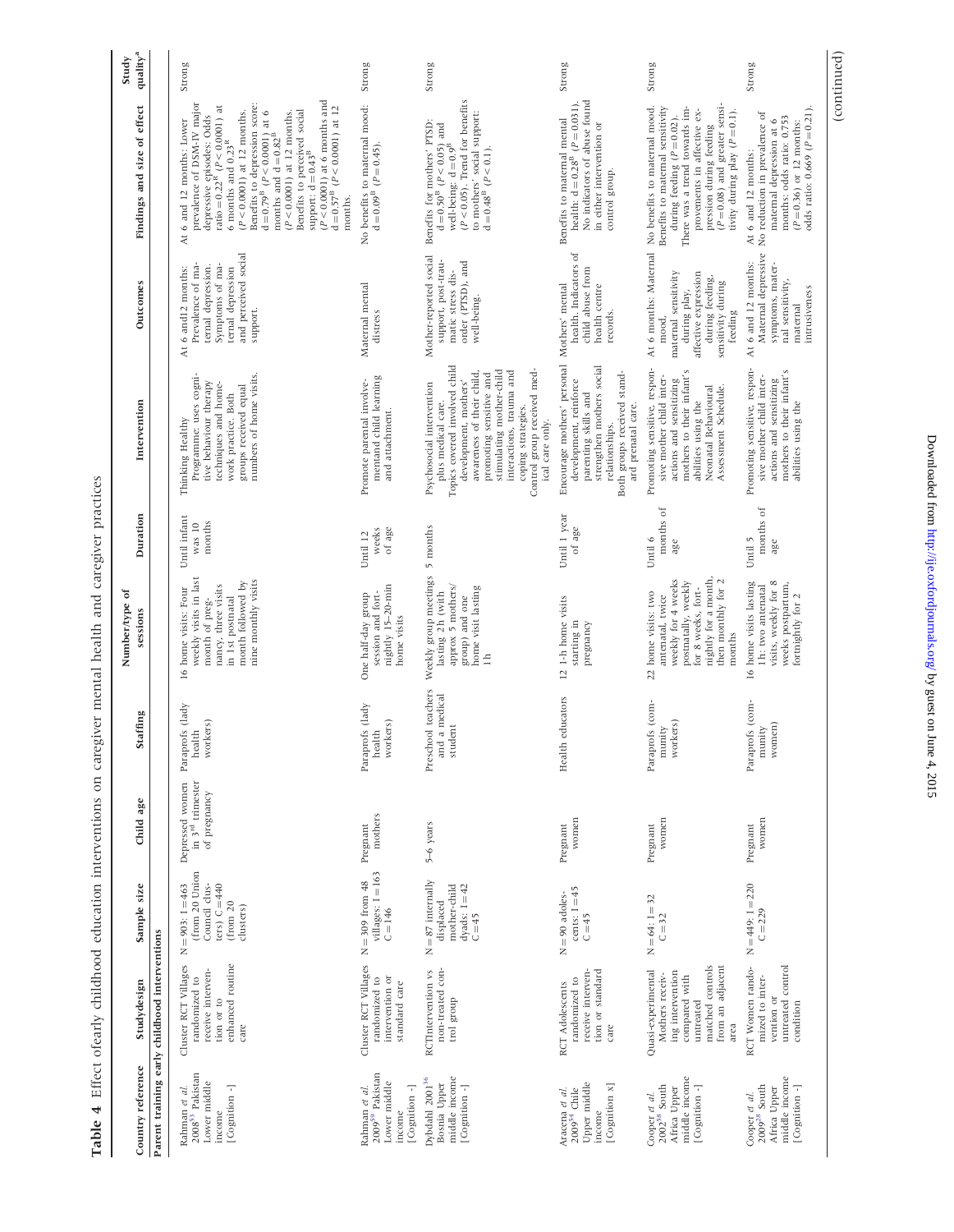**Table 4** Effect ofearly childhood education interventions on caregiver mental health and caregiver practices

| Country reference | Studydesign | Sample size | Child age | Staffing | Number/type of sessions | Duration | Intervention | Outcomes | Findings and size of effect | Study quality[a] |
|---|---|---|---|---|---|---|---|---|---|---|
| **Parent training early childhood interventions** | | | | | | | | | | |
| Rahman *et al.* 2008[55] Pakistan Lower middle income [Cognition -] | Cluster RCT Villages randomized to receive intervention or to enhanced routine care | N = 903: I = 463 (from 20 Union Council clusters) C = 440 (from 20 clusters) | Depressed women in 3rd trimester of pregnancy | Paraprofs (lady health workers) | 16 home visits: Four weekly visits in last month of pregnancy, three visits in 1st postnatal month followed by nine monthly visits | Until infant was 10 months | Thinking Healthy Programme: uses cognitive behaviour therapy techniques and home-work practice. Both groups received equal numbers of home visits. | At 6 and12 months: Prevalence of maternal depression. Symptoms of maternal depression and perceived social support. | At 6 and 12 months: Lower prevalence of DSM-IV major depressive episodes: Odds ratio = 0.22[B] ($P < 0.0001$) at 6 months and 0.23[B] ($P < 0.0001$) at 12 months. Benefits to depression score: d = 0.79[B] ($P < 0.0001$) at 6 months and d = 0.82[B] ($P < 0.0001$) at 12 months. Benefits to perceived social support: d = 0.43[B] ($P < 0.0001$) at 6 months and d = 0.57[B] ($P < 0.0001$) at 12 months. | Strong |
| Rahman *et al.* 2009[59] Pakistan Lower middle income [Cognition -] | Cluster RCT Villages randomized to intervention or standard care | N = 309 from 48 villages: I = 163 C = 146 | Pregnant mothers | Paraprofs (lady health workers) | One half-day group session and fort-nightly 15–20-min home visits | Until 12 weeks of age | Promote parental involvementand child learning and attachment. | Maternal mental distress | No benefits to maternal mood: d = 0.09[B] ($P = 0.45$). | Strong |
| Dybdahl 2001[36] Bosnia Upper middle income [Cognition -] | RCTIntervention vs non-treated control group | N = 87 internally displaced mother-child dyads: I = 42 C = 45 | 5–6 years | Preschool teachers and a medical student | Weekly group meetings lasting 2 h (with approx 5 mothers/group) and one home visit lasting 1 h | 5 months | Psychosocial intervention plus medical care. Topics covered involved child development, mothers' awareness of their child, promoting sensitive and stimulating mother-child interactions, trauma and coping strategies. Control group received medical care only. | Mother-reported social support, post-traumatic stress disorder (PTSD), and well-being. | Benefits for mothers' PTSD: d = 0.50[B] ($P < 0.05$) and well-being: d = 0.9[B] ($P < 0.05$). Trend for benefits to mothers' social support: d = 0.48[B] ($P < 0.1$). | Strong |
| Aracena *et al.* 2009[54] Chile Upper middle income [Cognition x] | RCT Adolescents randomized to receive intervention or standard care | N = 90 adolescents: I = 45 C = 45 | Pregnant women | Health educators | 12 1-h home visits starting in pregnancy | Until 1 year of age | Encourage mothers' personal development, reinforce parenting skills and strengthen mothers social relationships. Both groups received standard prenatal care. | Mothers' mental health. Indicators of child abuse from health centre records. | Benefits to maternal mental health: d = 0.28[B] ($P = 0.031$). No indicators of abuse found in either intervention or control group. | Strong |
| Cooper *et al.* 2002[58] South Africa Upper middle income [Cognition -] | Quasi-experimental Mothers receiving intervention compared with untreated matched controls from an adjacent area | N = 64: I = 32 C = 32 | Pregnant women | Paraprofs (community workers) | 22 home visits: two antenatal, twice weekly for 4 weeks postnatally, weekly for 8 weeks, fort-nightly for a month, then monthly for 2 months | Until 6 months of age | Promoting sensitive, responsive mother child interactions and sensitizing mothers to their infant's abilities using the Neonatal Behavioural Assessment Schedule. | At 6 months: Maternal mood, maternal sensitivity during play, affective expression during feeding, sensitivity during feeding | No benefits to maternal mood. Benefits to maternal sensitivity during feeding ($P = 0.02$). There was a trend towards improvements in affective expression during feeding ($P = 0.08$) and greater sensitivity during play ($P = 0.1$). | Strong |
| Cooper *et al.* 2009[28] South Africa Upper middle income [Cognition -] | RCT Women randomized to intervention or untreated control condition | N = 449: I = 220 C = 229 | Pregnant women | Paraprofs (community women) | 16 home visits lasting 1 h: two antenatal visits, weekly for 8 weeks postpartum, fortnightly for 2 | Until 5 months of age | Promoting sensitive, responsive mother child interactions and sensitizing mothers to their infant's abilities using the | At 6 and 12 months: Maternal depressive symptoms, maternal sensitivity, maternal intrusiveness | At 6 and 12 months: No reduction in prevalence of maternal depression at 6 months: odds ratio: 0.753 ($P = 0.36$) or 12 months: odds ratio: 0.669 ($P = 0.21$). | Strong |

(continued)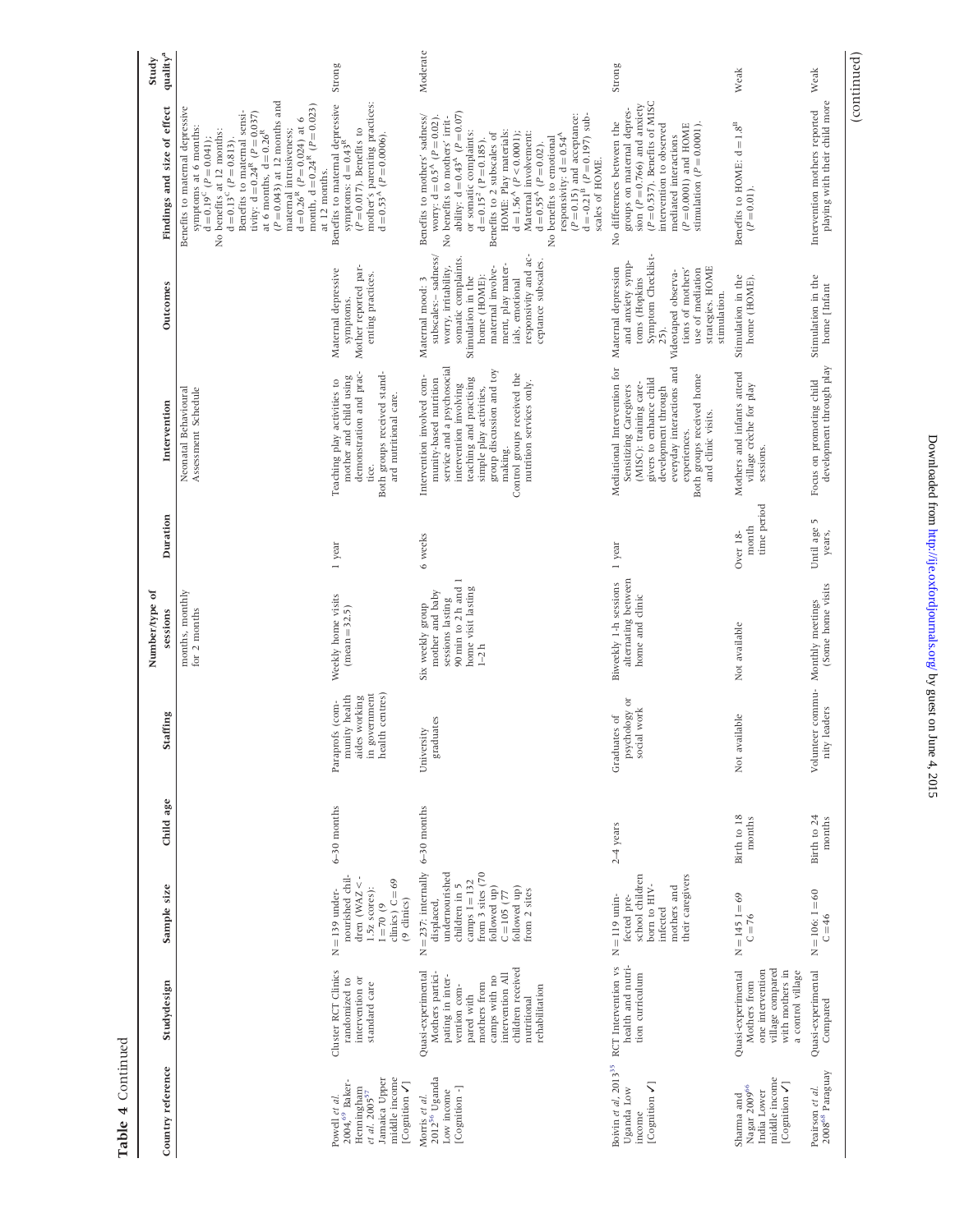**Table 4** Continued

| Country reference | Studydesign | Sample size | Child age | Staffing | Number/type of sessions | Duration | Intervention | Outcomes | Findings and size of effect | Study quality[a] |
|---|---|---|---|---|---|---|---|---|---|---|
| | | | | | months, monthly for 2 months | | Neonatal Behavioural Assessment Schedule | | Benefits to maternal depressive symptoms at 6 months: $d=0.19^{C}$ ($P=0.041$); No benefits at 12 months: $d=0.13^{C}$ ($P=0.813$). Benefits to maternal sensitivity: $d=0.24^{B}$ ($P=0.037$) at 6 months, $d=0.26^{B}$ ($P=0.043$) at 12 months and maternal intrusiveness; $d=0.26^{B}$ ($P=0.024$) at 6 month, $d=0.24^{B}$ ($P=0.023$) at 12 months. | |
| Powell et al. 2004,[69] Baker-Henningham et al. 2005[57] Jamaica Upper middle income [Cognition ✓] | Cluster RCT Clinics randomized to intervention or standard care | N = 139 undernourished children (WAZ < -1.5z scores): I = 70 (9 clinics) C = 69 (9 clinics) | 6–30 months | Paraprofs (community health aides working in government health centres) | Weekly home visits (mean = 32.5) | 1 year | Teaching play activities to mother and child using demonstration and practice. Both groups received standard nutritional care. | Maternal depressive symptoms. Mother reported parenting practices. | Benefits to maternal depressive symptoms: $d=0.43^{B}$ ($P=0.017$). Benefits to mother's parenting practices: $d=0.53^{A}$ ($P=0.0006$). | Strong |
| Morris et al. 2012[56] Uganda Low income [Cognition -] | Quasi-experimental Mothers participating in intervention compared with mothers from camps with no intervention All children received nutritional rehabilitation | N = 237: internally displaced, undernourished children in 5 camps I = 132 from 3 sites (70 followed up) C = 105 (77 followed up) from 2 sites | 6–30 months | University graduates | Six weekly group mother and baby sessions lasting 90 min to 2 h and 1 home visit lasting 1–2 h | 6 weeks | Intervention involved community-based nutrition service and a psychosocial intervention involving teaching and practising simple play activities, group discussion and toy making. Control groups received the nutrition services only. | Maternal mood: 3 subscales:– sadness/worry, irritability, somatic complaints. Stimulation in the home (HOME): maternal involvement, play materials, emotional responsivity and acceptance subscales. | Benefits to mothers' sadness/worry: $d=0.5^{A}$ ($P=0.02$). No benefits to mothers' irritability: $d=0.43^{A}$ ($P=0.07$) or somatic complaints: $d=0.15^{C}$ ($P=0.185$). Benefits to 2 subscales of HOME: Play materials: $d=1.56^{A}$ ($P<0.0001$); Maternal involvement: $d=0.55^{A}$ ($P=0.02$). No benefits to emotional responsivity: $d=0.54^{A}$ ($P=0.15$) and acceptance: $d=-0.21^{B}$ ($P=0.197$) subscales of HOME. | Moderate |
| Boivin et al. 2013[35] Uganda Low income [Cognition ✓] | RCT Intervention vs health and nutrition curriculum | N = 119 uninfected preschool children born to HIV-infected mothers and their caregivers | 2–4 years | Graduates of psychology or social work | Biweekly 1-h sessions alternating between home and clinic | 1 year | Mediational Intervention for Sensitizing Caregivers (MISC): training caregivers to enhance child development through everyday interactions and experiences. Both groups received home and clinic visits. | Maternal depression and anxiety symptoms (Hopkins Symptom Checklist-25). Videotaped observations of mothers' use of mediation strategies. HOME stimulation. | No differences between the groups on maternal depression ($P=0.766$) and anxiety ($P=0.537$). Benefits of MISC intervention to observed mediated interactions ($P=0.0001$) and HOME stimulation ($P=0.0001$). | Strong |
| Sharma and Nagar 2009[66] India Lower middle income [Cognition ✓] | Quasi-experimental Mothers from one intervention village compared with mothers in a control village | N = 145 I = 69 C = 76 | Birth to 18 months | Not available | Not available | Over 18-month time period | Mothers and infants attend village crèche for play sessions. | Stimulation in the home (HOME). | Benefits to HOME: $d=1.8^{B}$ ($P=0.01$). | Weak |
| Peairson et al. 2008[68] Paraguay | Quasi-experimental Compared | N = 106 I = 60 C = 46 | Birth to 24 months | Volunteer community leaders | Monthly meetings (Some home visits | Until age 5 years, | Focus on promoting child development through play | Stimulation in the home [Infant | Intervention mothers reported playing with their child more | Weak |

(continued)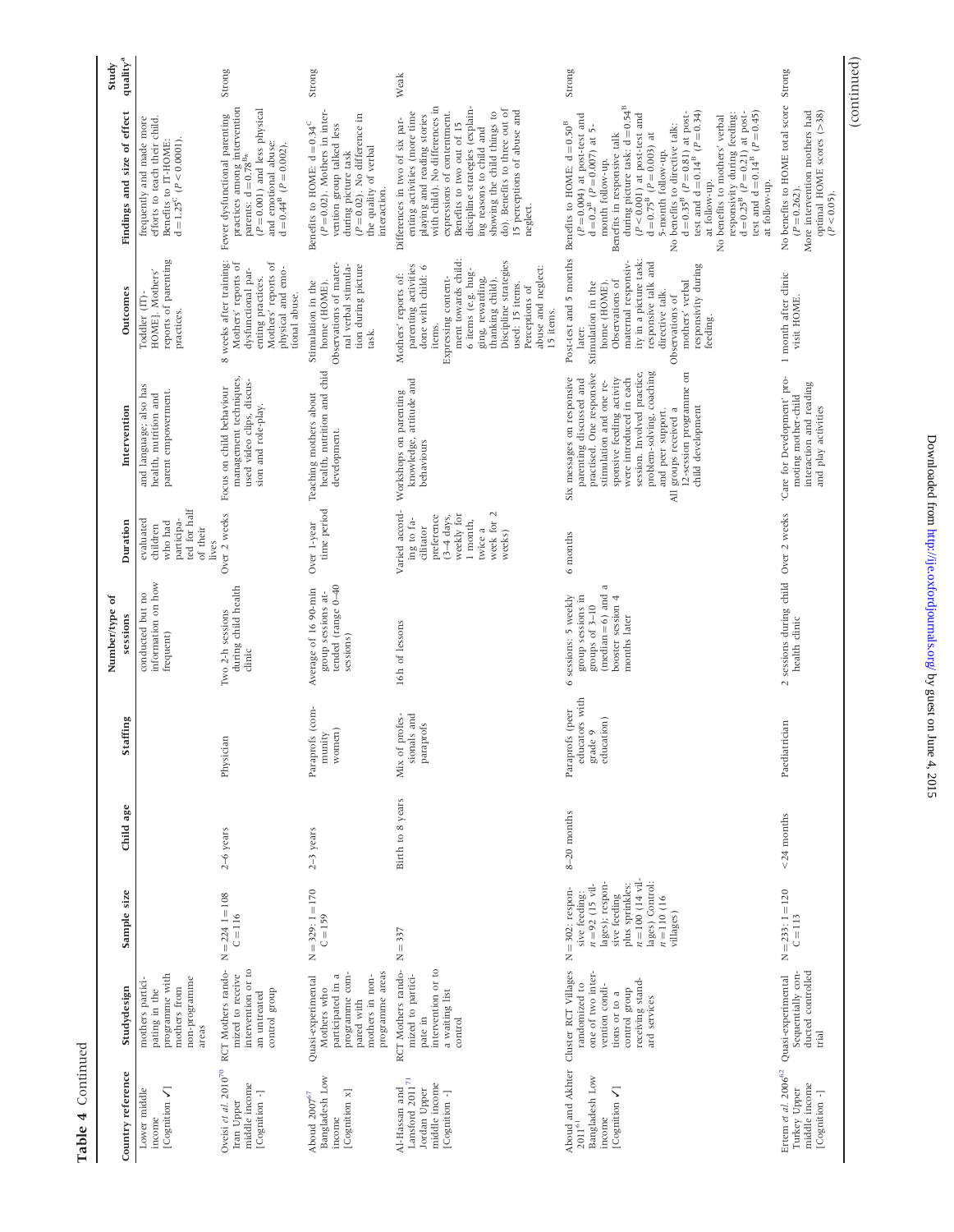**Table 4** Continued

| Country reference | Studydesign | Sample size | Child age | Staffing | Number/type of sessions | Duration | Intervention | Outcomes | Findings and size of effect | Study quality[a] |
|---|---|---|---|---|---|---|---|---|---|---|
| Lower middle income [Cognition ✓] | mothers participating in the programme with mothers from non-programme areas | | | | conducted but no information on how frequent) | evaluated children who had participated for half of their lives | and language; also has health, nutrition and parent empowerment. | Toddler (IT)-HOME). Mothers' reports of parenting practices. | frequently and made more efforts to teach their child. Benefits to IT-HOME: d = 1.25[C] ($P < 0.0001$). | |
| Oveisi *et al.* 2010[70] Iran Upper middle income [Cognition -] | RCT Mothers randomized to receive intervention or to an untreated control group | N = 224 I = 108 C = 116 | 2–6 years | Physician | Two 2-h sessions during child health clinic | Over 2 weeks | Focus on child behaviour management techniques, used video clips, discussion and role-play. | 8 weeks after training: Mothers' reports of dysfunctional parenting practices. Mothers' reports of physical and emotional abuse. | Fewer dysfunctional parenting practices among intervention parents: d = 0.78[B], ($P = 0.001$) and less physical and emotional abuse: d = 0.44[B] ($P = 0.002$). | Strong |
| Aboud 2007[67] Bangladesh Low income [Cognition x] | Quasi-experimental Mothers who participated in a programme compared with mothers in non-programme areas | N = 329: I = 170 C = 159 | 2–3 years | Paraprofs (community women) | Average of 16 90-min group sessions attended (range 0–40 sessions) | Over 1-year time period | Teaching mothers about health, nutrition and child development. | Stimulation in the home (HOME). Observations of maternal verbal stimulation during picture task. | Benefits to HOME: d = 0.34[C] ($P = 0.02$). Mothers in intervention group talked less during picture task ($P = 0.02$). No difference in the quality of verbal interaction. | Strong |
| Al-Hassan and Lansford 2011[71] Jordan Upper middle income [Cognition -] | RCT Mothers randomized to participate in intervention or to a waiting list control | N = 337 | Birth to 8 years | Mix of professionals and paraprofs | 16 h of lessons | Varied according to facilitator preference (3–4 days, weekly for 1 month, twice a week for 2 weeks) | Workshops on parenting knowledge, attitude and behaviours | Mothers' reports of: parenting activities done with child: 6 items. Expressing contentment towards child: 6 items (e.g. hugging, rewarding, thanking child). Discipline strategies used: 15 items. Perceptions of abuse and neglect: 15 items. | Differences in two of six parenting activities (more time playing and reading stories with child). No differences in expressions of contentment. Benefits to two out of 15 discipline strategies (explaining reasons to child and showing the child things to do). Benefits to three out of 15 perceptions of abuse and neglect. | Weak |
| Aboud and Akhter 2011[61] Bangladesh Low income [Cognition ✓] | Cluster RCT Villages randomized to one of two intervention conditions or to a control group receiving standard services | N = 302: responsive feeding: $n = 92$ (15 villages); responsive feeding plus sprinkles: $n = 100$ (14 villages) Control: $n = 110$ (16 villages) | 8–20 months | Paraprofs (peer educators with grade 9 education) | 6 sessions: 5 weekly group sessions in groups of 3–10 (median = 6) and a booster session 4 months later | 6 months | Six messages on responsive parenting discussed and practised. One responsive stimulation and one responsive feeding activity were introduced in each session. Involved practice, problem-solving, coaching and peer support. All groups received a 12-session programme on child development | Post-test and 5 months later: Stimulation in the home (HOME). Observations of maternal responsivity in a picture task: responsive talk and directive talk. Observations of mothers' verbal responsivity during feeding. | Benefits to HOME: d = 0.50[B] ($P = 0.004$) at post-test and d = 0.2[B] ($P = 0.007$) at 5-month follow-up. Benefits in responsive talk during picture task: d = 0.54[B] ($P < 0.001$) at post-test and d = 0.75[B] ($P = 0.003$) at 5-month follow-up. No benefits to directive talk: d = 0.35[B] ($P = 0.81$) at post-test and d = 0.14[B] ($P = 0.34$) at follow-up. No benefits to mothers' verbal responsivity during feeding: d = 0.25[B] ($P = 0.21$) at post-test and d = 0.14[B] ($P = 0.45$) at follow-up. | Strong |
| Ertem *et al.* 2006[62] Turkey Upper middle income [Cognition -] | Quasi-experimental Sequentially conducted controlled trial | N = 233: I = 120 C = 113 | <24 months | Paediatrician | 2 sessions during child health clinic | Over 2 weeks | 'Care for Development' promoting mother-child interaction and reading and play activities | 1 month after clinic visit HOME. | No benefits to HOME total score ($P = 0.262$). More intervention mothers had optimal HOME scores (>38) ($P < 0.05$). | Strong |

(continued)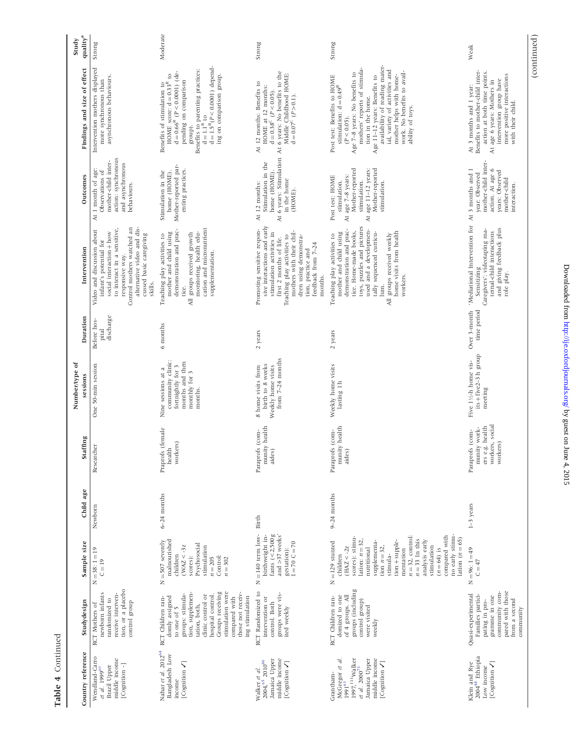**Table 4** Continued

| Country reference | Studydesign | Sample size | Child age | Staffing | Number/type of sessions | Duration | Intervention | Outcomes | Findings and size of effect | Study quality[a] |
|---|---|---|---|---|---|---|---|---|---|---|
| Wendland-Carro *et al.* 1999[60] Brazil Upper middle income [Cognition -] | RCT Mothers of newborn infants randomized to receive intervention, or a placebo control group | N = 38: I = 19 C = 19 | Newborn | Researcher | One 50-min session | Before hospital discharge | Video and discussion about infant's potential for social interaction + how to interact in a sensitive, responsive way. Control mothers watched an alternative video and discussed basic caregiving skills. | At 1 month of age: Observations of mother-child interaction: synchronous and asynchronous behaviours. | Intervention mothers displayed more synchronous than asynchronous behaviours. | Strong |
| Nahar *et al.* 2012[64] Bangladesh Low income [Cognition ✓] | RCT Children randomly assigned to one of 5 groups: stimulation, supplementation, both, clinic control or hospital control. Groups receiving stimulation were compared with those not receiving stimulation | N = 507 severely malnourished children (WAZ < -3z scores): Psychosocial stimulation n = 205 Control: n = 302 | 6–24 months | Praprofs (female health workers) | Nine sessions at a community clinic: fortnightly for 3 months and then monthly for 3 months. | 6 months | Teaching play activities to mother and child using demonstration and practice. All groups received growth monitoring, health education and micronutrient supplementation. | Stimulation in the home (HOME). Mother-reported parenting practices. | Benefits of stimulation to HOME score: $d = 0.33^{R}$ to $d = 0.66^{R}$ ($P < 0.0001$) (depending on comparison group). Benefits to parenting practices: $d = 1.1^{R}$ to $d = 1.5^{R}$($P < 0.0001$) depending on comparison group. | Moderate |
| Walker *et al.* 2004,[65] 2010[46] Jamaica Upper middle income [Cognition ✓] | RCT Randomized to intervention or control. Both groups were visited weekly | N = 140 term low-birthweight infants (<2,500 g and >37 weeks' gestation): I = 70 C = 70 | Birth | Paraprofs (community health aides) | 8 home visits from birth to 8 weeks Weekly home visits from 7–24 months | 2 years | Promoting sensitive responsive interactions and early stimulation activities in first 2 months of life. Teaching play activities to mothers with their children using demonstration, practice and feedback from 7–24 months. | At 12 months: Stimulation in the home (HOME). At 6 years: Stimulation in the home (HOME). | At 12 months: Benefits to HOME at 12 months: $d = 0.38^{C}$ ($P < 0.05$). At 6 years: No benefits to the Middle Childhood HOME: $d = 0.07^{C}$ ($P > 0.1$). | Strong |
| Grantham-McGregor *et al.* 1991[63] 1997,[111] Walker *et al.* 2000[73] Jamaica Upper middle income [Cognition ✓] | RCT Children randomized to one of 4 groups. All groups (including control group) were visited weekly | N = 129 stunted children (HAZ < -2z scores): stimulation: n = 32, nutritional supplementation n = 32, stimulation + supplementation n = 32, control: n = 33 In this analysis early stimulation (n = 64) is compared with no early stimulation (n = 65) | 9–24 months | Paraprofs (community health aides) | Weekly home visits lasting 1 h | 2 years | Teaching play activities to mother and child using demonstration and practice. Home-made books, toys, puzzles and pictures used and a developmentally sequenced curriculum. All groups received weekly home visits from health workers. | Post test: HOME stimulation. At age 7–8 years: Mother-reported stimulation. At age 11–12 years: Mother-reported stimulation. | Post test: Benefits to HOME stimulation: $d = 0.49^{R}$ ($P < 0.05$). Age 7–8 years: No benefits to mothers' reports of stimulation in the home. Age 11–12 years: Benefits to availability of reading material, variety of activities and mother helps with homework. No benefits to availability of toys. | Strong |
| Klein and Rye 2004[48] Ethiopia Low income [Cognition ✓] | Quasi-experimental Families participating in programme in one community compared with those from a second community | N = 96: I = 49 C = 47 | 1–3 years | Paraprofs (community workers e.g. health workers, social workers) | Five 1½-h home visits + five 2–3 h group meeting | Over 3-month time period | 'Mediational Intervention for Sensitizing Caregivers'; videotaping maternal-child interactions and giving feedback plus role play. | At 3 months and 1 year: Observed mother-child interaction. At age 6 years: Observed mother-child interaction. | At 3 months and 1 year: Benefits to mother-child interaction at both time points. At age 6 years: Mothers in intervention group have more positive interactions with their child. | Weak |

(continued)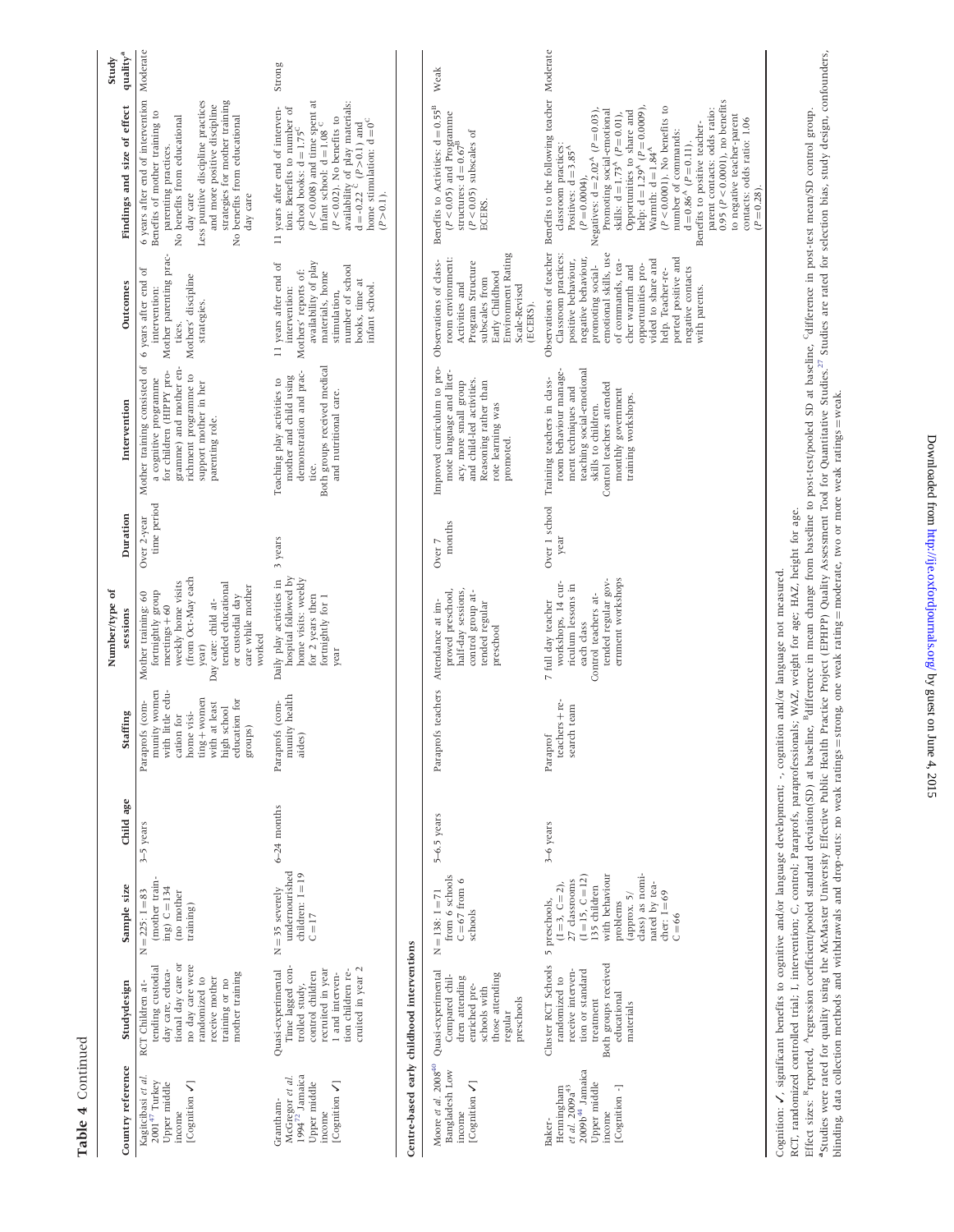**Table 4** Continued

| Country reference | Studydesign | Sample size | Child age | Staffing | Number/type of sessions | Duration | Intervention | Outcomes | Findings and size of effect | Study quality[a] |
|---|---|---|---|---|---|---|---|---|---|---|
| Kagitcibasi *et al.* 2001[47] Turkey Upper middle income [Cognition ✓] | RCT Children attending custodial day care, educational day care or no day care were randomized to receive mother training or no mother training | N = 225: I = 83 (mother training) C = 134 (no mother training) | 3–5 years | Paraprofs (community women with little education for home visiting + women with at least high school education for groups) | Mother training: 60 fortnightly group meetings + 60 weekly home visits (from Oct-May each year) Day care: child attended educational or custodial day care while mother worked | Over 2-year time period | Mother training consisted of a cognitive programme for children (HIPPY programme) and mother enrichment programme to support mother in her parenting role. | 6 years after end of intervention: Mother parenting practices. Mothers' discipline strategies. | 6 years after end of intervention Benefits of mother training to parenting practices. No benefits from educational day care Less punitive discipline practices and more positive discipline strategies for mother training No benefits from educational day care | Moderate |
| Grantham-McGregor *et al.* 1994[42] Jamaica Upper middle income [Cognition ✓] | Quasi-experimental Time lagged controlled study, control children recruited in year 1 and intervention children recruited in year 2 | N = 35 severely undernourished children: I = 19 C = 17 | 6–24 months | Paraprofs (community health aides) | Daily play activities in hospital followed by home visits: weekly for 2 years then fortnightly for 1 year | 3 years | Teaching play activities to mother and child using demonstration and practice. Both groups received medical and nutritional care. | 11 years after end of intervention: Mothers' reports of: availability of play materials, home stimulation, number of school books, time at infant school. | 11 years after end of intervention: Benefits to number of school books: d = 1.75[C] ($P < 0.008$) and time spent at infant school: d = 1.08 [C] ($P < 0.02$). No benefits to availability of play materials: d = -0.22 [C] ($P > 0.1$) and home stimulation: d = 0[C] ($P > 0.1$). | Strong |
| **Centre-based early childhood interventions** | | | | | | | | | | |
| Moore *et al.* 2008[40] Bangladesh Low income [Cognition ✓] | Quasi-experimental Compared children attending enriched preschools with those attending regular preschools | N = 138: I = 71 from 6 schools C = 67 from 6 schools | 5–6.5 years | Paraprofs teachers | Attendance at improved preschool, half-day sessions, control group attended regular preschool | Over 7 months | Improved curriculum to promote language and literacy, more small group and child-led activities. Reasoning rather than rote learning was promoted. | Observations of classroom environment: Activities and Program Structure subscales from Early Childhood Environment Rating Scale-Revised (ECERS). | Benefits to Activities: d = 0.55[B] ($P < 0.05$) and Programme structures: d = 0.67[B] ($P < 0.05$) subscales of ECERS. | Weak |
| Baker-Henningham *et al.* 2009a[43] 2009b[44] Jamaica Upper middle income [Cognition -] | Cluster RCT Schools randomized to receive intervention or standard treatment Both groups received educational materials | 5 preschools, (I = 3, C = 2), 27 classrooms (I = 15, C = 12) 135 children with behaviour problems (approx. 5/class) as nominated by teacher: I = 69 C = 66 | 3–6 years | Paraprof teachers + research team | 7 full day teacher workshops, 14 curriculum lessons in each class Control teachers attended regular government workshops | Over 1 school year | Training teachers in classroom behaviour management techniques and teaching social-emotional skills to children. Control teachers attended monthly government training workshops. | Observations of teacher Classroom practices: positive behaviour, negative behaviour, promoting social-emotional skills, use of commands, teacher warmth and opportunities provided to share and help. Teacher-reported positive and negative contacts with parents. | Benefits to the following teacher classroom practices: Positives: d = 3.85[A] ($P = 0.0004$), Negatives: d = 2.02[A] ($P = 0.03$), Promoting social-emotional skills: d = 1.73[A] ($P = 0.01$), Opportunities to share and help: d = 1.29[A] ($P = 0.0009$), Warmth: d = 1.84[A] ($P < 0.0001$). No benefits to number of commands: d = 0.86[A] ($P = 0.11$). Benefits to positive teacher-parent contacts: odds ratio: 0.95 ($P < 0.0001$), no benefit to negative teacher-parent contacts: odds ratio: 1.06 ($P = 0.28$). | Moderate |

Cognition: ✓, significant benefits to cognitive and/or language development; -, cognition and/or language not measured.
RCT, randomized controlled trial; I, intervention; C, control; Paraprofs, paraprofessionals; WAZ, weight for age; HAZ, height for age.
Effect sizes: [R]reported, [A]regression coefficient/pooled standard deviation(SD) at baseline, [B]difference in mean change from baseline to post-test/pooled SD at baseline, [C]difference in post-test mean/SD control group.
[a]Studies were rated for quality using the McMaster University Effective Public Health Practice Project (EPHPP) Quality Assessment Tool for Quantitative Studies.[27] Studies are rated for selection bias, study design, confounders, blinding, data collection methods and withdrawals and drop-outs: no weak ratings = strong, one weak rating = moderate, two or more weak ratings = weak.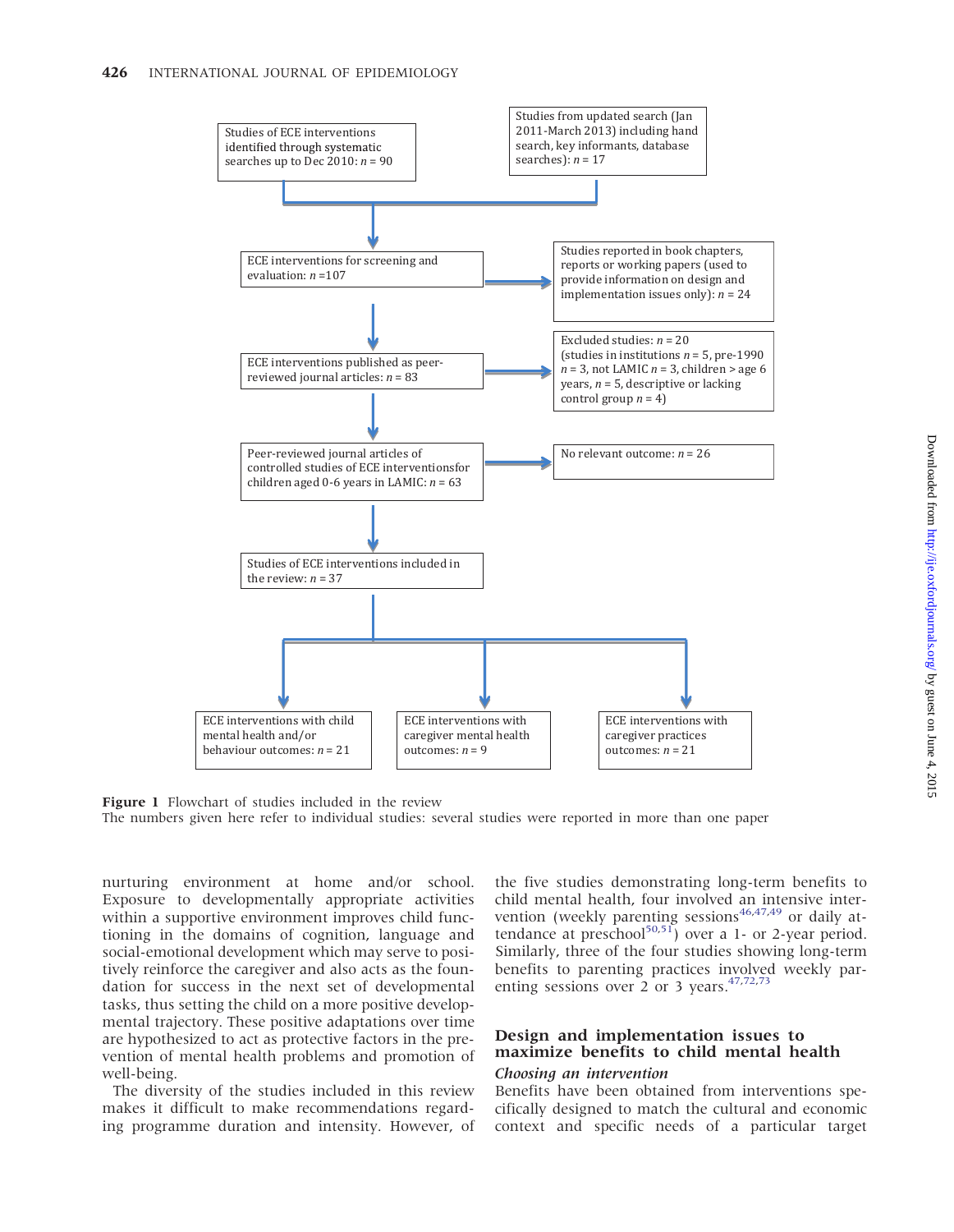Studies of ECE interventions identified through systematic searches up to Dec 2010: *n* = 90

Studies from updated search (Jan 2011-March 2013) including hand search, key informants, database searches): *n* = 17

ECE interventions for screening and evaluation: *n* =107

Studies reported in book chapters, reports or working papers (used to provide information on design and implementation issues only): *n* = 24

ECE interventions published as peer-reviewed journal articles: *n* = 83

Excluded studies: *n* = 20 (studies in institutions *n* = 5, pre-1990 *n* = 3, not LAMIC *n* = 3, children > age 6 years, *n* = 5, descriptive or lacking control group *n* = 4)

Peer-reviewed journal articles of controlled studies of ECE interventionsfor children aged 0-6 years in LAMIC: *n* = 63

No relevant outcome: *n* = 26

Studies of ECE interventions included in the review: *n* = 37

ECE interventions with child mental health and/or behaviour outcomes: *n* = 21

ECE interventions with caregiver mental health outcomes: *n* = 9

ECE interventions with caregiver practices outcomes: *n* = 21

**Figure 1** Flowchart of studies included in the review
The numbers given here refer to individual studies: several studies were reported in more than one paper

nurturing environment at home and/or school. Exposure to developmentally appropriate activities within a supportive environment improves child functioning in the domains of cognition, language and social-emotional development which may serve to positively reinforce the caregiver and also acts as the foundation for success in the next set of developmental tasks, thus setting the child on a more positive developmental trajectory. These positive adaptations over time are hypothesized to act as protective factors in the prevention of mental health problems and promotion of well-being.

The diversity of the studies included in this review makes it difficult to make recommendations regarding programme duration and intensity. However, of the five studies demonstrating long-term benefits to child mental health, four involved an intensive intervention (weekly parenting sessions[46,47,49] or daily attendance at preschool[50,51]) over a 1- or 2-year period. Similarly, three of the four studies showing long-term benefits to parenting practices involved weekly parenting sessions over 2 or 3 years.[47,72,73]

## Design and implementation issues to maximize benefits to child mental health

### *Choosing an intervention*

Benefits have been obtained from interventions specifically designed to match the cultural and economic context and specific needs of a particular target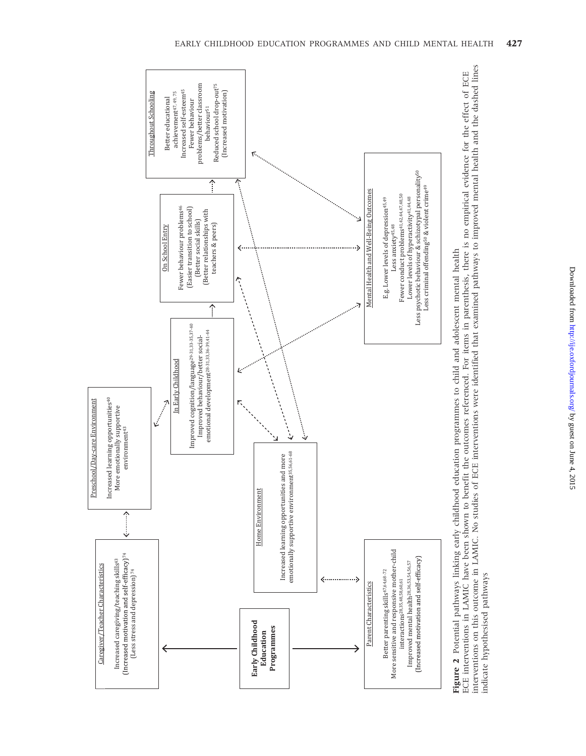**Early Childhood Education Programmes**

Caregiver/Teacher Characteristics

Increased caregiving/teaching skills[43]
(Increased motivation and self-efficacy)[74]
(Less stress and depression)[74]

Preschool/Day-care Environment

Increased learning opportunities[40]
More emotionally supportive environment[43]

In Early Childhood

Improved cognition/language[29-31,33-35,37-40]
Improved behaviour/better social-emotional development[28-31,33,36-39,41-44]

On School Entry

Fewer behaviour problems[46]
(Easier transition to school)
(Better social skills)
(Better relationships with teachers & peers)

Throughout Schooling

Better educational achievement[47,49,75]
Increased self-esteem[45]
Fewer behaviour problems/better classroom behaviour[51]
Reduced school drop-out[75]
(Increased motivation)

Home Environment

Increased learning opportunities and more emotionally supportive environment[35,56,61-68]

Parent Characteristics

Better parenting skills[47,64,68-72]
More sensitive and responsive mother-child interactions[28,35,48,58,60,61]
Improved mental health[28,36,53,54,56,57]
(Increased motivation and self-efficacy)

Mental Health and Well-Being Outcomes

E.g. Lower levels of depression[45,49]
Less anxiety[45,48]
Fewer conduct problems[41,42,44,47,48,50]
Lower levels of hyperactivity[41,44,48]
Less psychotic behaviour & schizotypal personality[50]
Less criminal offending[50] & violent crime[49]

**Figure 2** Potential pathways linking early childhood education programmes to child and adolescent mental health
ECE interventions in LAMIC have been shown to benefit the outcomes referenced. For items in parenthesis, there is no empirical evidence for the effect of ECE interventions on this outcome in LAMIC. No studies of ECE interventions were identified that examined pathways to improved mental health and the dashed lines indicate hypothesised pathways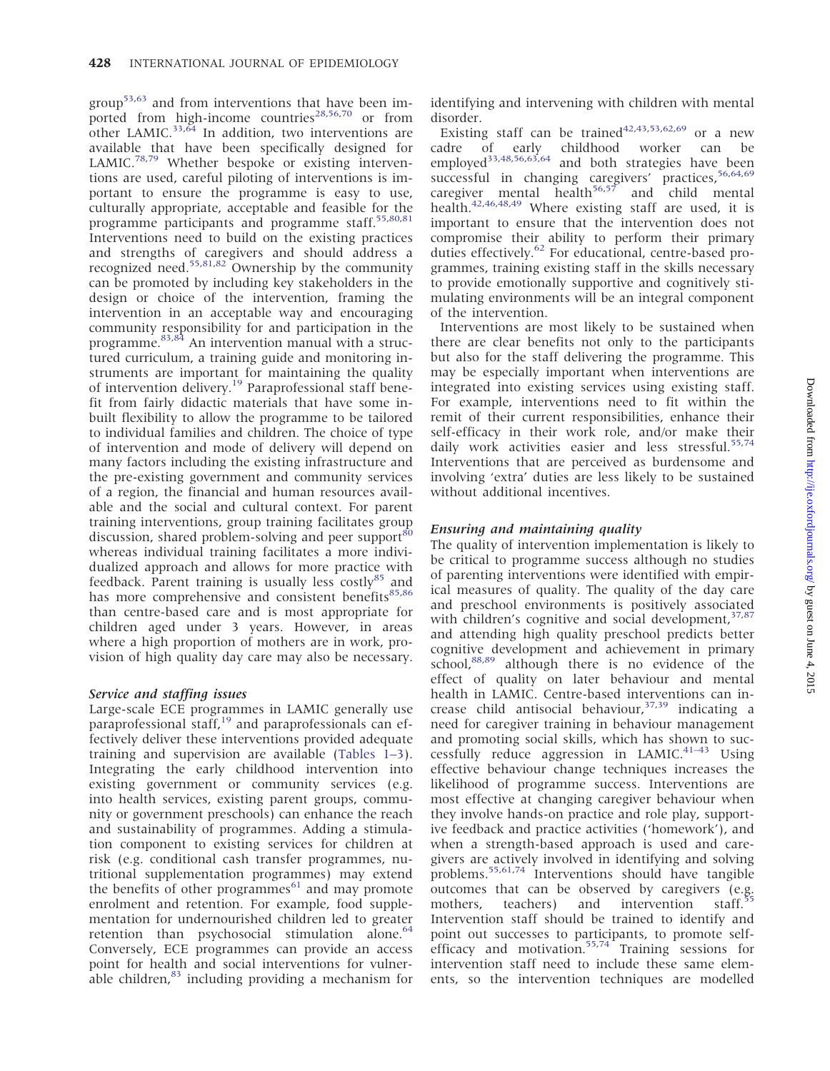group[53,63] and from interventions that have been imported from high-income countries[28,56,70] or from other LAMIC.[33,64] In addition, two interventions are available that have been specifically designed for LAMIC.[78,79] Whether bespoke or existing interventions are used, careful piloting of interventions is important to ensure the programme is easy to use, culturally appropriate, acceptable and feasible for the programme participants and programme staff.[55,80,81] Interventions need to build on the existing practices and strengths of caregivers and should address a recognized need.[55,81,82] Ownership by the community can be promoted by including key stakeholders in the design or choice of the intervention, framing the intervention in an acceptable way and encouraging community responsibility for and participation in the programme.[83,84] An intervention manual with a structured curriculum, a training guide and monitoring instruments are important for maintaining the quality of intervention delivery.[19] Paraprofessional staff benefit from fairly didactic materials that have some inbuilt flexibility to allow the programme to be tailored to individual families and children. The choice of type of intervention and mode of delivery will depend on many factors including the existing infrastructure and the pre-existing government and community services of a region, the financial and human resources available and the social and cultural context. For parent training interventions, group training facilitates group discussion, shared problem-solving and peer support[80] whereas individual training facilitates a more individualized approach and allows for more practice with feedback. Parent training is usually less costly[85] and has more comprehensive and consistent benefits[85,86] than centre-based care and is most appropriate for children aged under 3 years. However, in areas where a high proportion of mothers are in work, provision of high quality day care may also be necessary.

### *Service and staffing issues*

Large-scale ECE programmes in LAMIC generally use paraprofessional staff,[19] and paraprofessionals can effectively deliver these interventions provided adequate training and supervision are available (Tables 1–3). Integrating the early childhood intervention into existing government or community services (e.g. into health services, existing parent groups, community or government preschools) can enhance the reach and sustainability of programmes. Adding a stimulation component to existing services for children at risk (e.g. conditional cash transfer programmes, nutritional supplementation programmes) may extend the benefits of other programmes[61] and may promote enrolment and retention. For example, food supplementation for undernourished children led to greater retention than psychosocial stimulation alone.[64] Conversely, ECE programmes can provide an access point for health and social interventions for vulnerable children,[83] including providing a mechanism for identifying and intervening with children with mental disorder.

Existing staff can be trained[42,43,53,62,69] or a new cadre of early childhood worker can be employed[33,48,56,63,64] and both strategies have been successful in changing caregivers' practices,[56,64,69] caregiver mental health[56,57] and child mental health.[42,46,48,49] Where existing staff are used, it is important to ensure that the intervention does not compromise their ability to perform their primary duties effectively.[62] For educational, centre-based programmes, training existing staff in the skills necessary to provide emotionally supportive and cognitively stimulating environments will be an integral component of the intervention.

Interventions are most likely to be sustained when there are clear benefits not only to the participants but also for the staff delivering the programme. This may be especially important when interventions are integrated into existing services using existing staff. For example, interventions need to fit within the remit of their current responsibilities, enhance their self-efficacy in their work role, and/or make their daily work activities easier and less stressful.[55,74] Interventions that are perceived as burdensome and involving 'extra' duties are less likely to be sustained without additional incentives.

### *Ensuring and maintaining quality*

The quality of intervention implementation is likely to be critical to programme success although no studies of parenting interventions were identified with empirical measures of quality. The quality of the day care and preschool environments is positively associated with children's cognitive and social development,[37,87] and attending high quality preschool predicts better cognitive development and achievement in primary school,[88,89] although there is no evidence of the effect of quality on later behaviour and mental health in LAMIC. Centre-based interventions can increase child antisocial behaviour,[37,39] indicating a need for caregiver training in behaviour management and promoting social skills, which has shown to successfully reduce aggression in LAMIC.[41–43] Using effective behaviour change techniques increases the likelihood of programme success. Interventions are most effective at changing caregiver behaviour when they involve hands-on practice and role play, supportive feedback and practice activities ('homework'), and when a strength-based approach is used and caregivers are actively involved in identifying and solving problems.[55,61,74] Interventions should have tangible outcomes that can be observed by caregivers (e.g. mothers, teachers) and intervention staff.[55] Intervention staff should be trained to identify and point out successes to participants, to promote self-efficacy and motivation.[55,74] Training sessions for intervention staff need to include these same elements, so the intervention techniques are modelled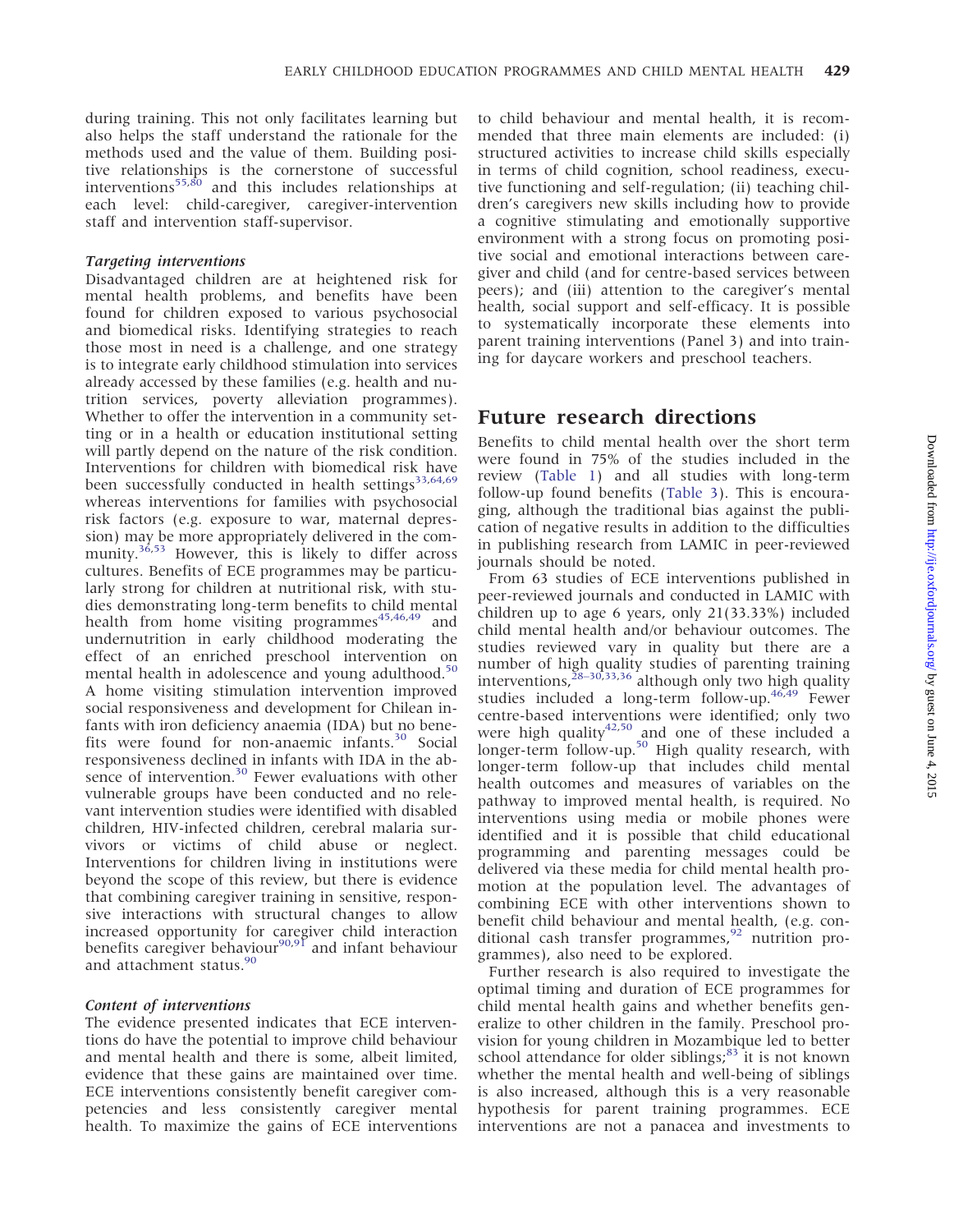during training. This not only facilitates learning but also helps the staff understand the rationale for the methods used and the value of them. Building positive relationships is the cornerstone of successful interventions[55,80] and this includes relationships at each level: child-caregiver, caregiver-intervention staff and intervention staff-supervisor.

### *Targeting interventions*

Disadvantaged children are at heightened risk for mental health problems, and benefits have been found for children exposed to various psychosocial and biomedical risks. Identifying strategies to reach those most in need is a challenge, and one strategy is to integrate early childhood stimulation into services already accessed by these families (e.g. health and nutrition services, poverty alleviation programmes). Whether to offer the intervention in a community setting or in a health or education institutional setting will partly depend on the nature of the risk condition. Interventions for children with biomedical risk have been successfully conducted in health settings[33,64,69] whereas interventions for families with psychosocial risk factors (e.g. exposure to war, maternal depression) may be more appropriately delivered in the community.[36,53] However, this is likely to differ across cultures. Benefits of ECE programmes may be particularly strong for children at nutritional risk, with studies demonstrating long-term benefits to child mental health from home visiting programmes[45,46,49] and undernutrition in early childhood moderating the effect of an enriched preschool intervention on mental health in adolescence and young adulthood.[50] A home visiting stimulation intervention improved social responsiveness and development for Chilean infants with iron deficiency anaemia (IDA) but no benefits were found for non-anaemic infants.[30] Social responsiveness declined in infants with IDA in the absence of intervention.[30] Fewer evaluations with other vulnerable groups have been conducted and no relevant intervention studies were identified with disabled children, HIV-infected children, cerebral malaria survivors or victims of child abuse or neglect. Interventions for children living in institutions were beyond the scope of this review, but there is evidence that combining caregiver training in sensitive, responsive interactions with structural changes to allow increased opportunity for caregiver child interaction benefits caregiver behaviour[90,91] and infant behaviour and attachment status.[90]

### *Content of interventions*

The evidence presented indicates that ECE interventions do have the potential to improve child behaviour and mental health and there is some, albeit limited, evidence that these gains are maintained over time. ECE interventions consistently benefit caregiver competencies and less consistently caregiver mental health. To maximize the gains of ECE interventions to child behaviour and mental health, it is recommended that three main elements are included: (i) structured activities to increase child skills especially in terms of child cognition, school readiness, executive functioning and self-regulation; (ii) teaching children's caregivers new skills including how to provide a cognitive stimulating and emotionally supportive environment with a strong focus on promoting positive social and emotional interactions between caregiver and child (and for centre-based services between peers); and (iii) attention to the caregiver's mental health, social support and self-efficacy. It is possible to systematically incorporate these elements into parent training interventions (Panel 3) and into training for daycare workers and preschool teachers.

## Future research directions

Benefits to child mental health over the short term were found in 75% of the studies included in the review (Table 1) and all studies with long-term follow-up found benefits (Table 3). This is encouraging, although the traditional bias against the publication of negative results in addition to the difficulties in publishing research from LAMIC in peer-reviewed journals should be noted.

From 63 studies of ECE interventions published in peer-reviewed journals and conducted in LAMIC with children up to age 6 years, only 21(33.33%) included child mental health and/or behaviour outcomes. The studies reviewed vary in quality but there are a number of high quality studies of parenting training interventions,[28–30,33,36] although only two high quality studies included a long-term follow-up.[46,49] Fewer centre-based interventions were identified; only two were high quality[42,50] and one of these included a longer-term follow-up.[50] High quality research, with longer-term follow-up that includes child mental health outcomes and measures of variables on the pathway to improved mental health, is required. No interventions using media or mobile phones were identified and it is possible that child educational programming and parenting messages could be delivered via these media for child mental health promotion at the population level. The advantages of combining ECE with other interventions shown to benefit child behaviour and mental health, (e.g. conditional cash transfer programmes,[92] nutrition programmes), also need to be explored.

Further research is also required to investigate the optimal timing and duration of ECE programmes for child mental health gains and whether benefits generalize to other children in the family. Preschool provision for young children in Mozambique led to better school attendance for older siblings;[83] it is not known whether the mental health and well-being of siblings is also increased, although this is a very reasonable hypothesis for parent training programmes. ECE interventions are not a panacea and investments to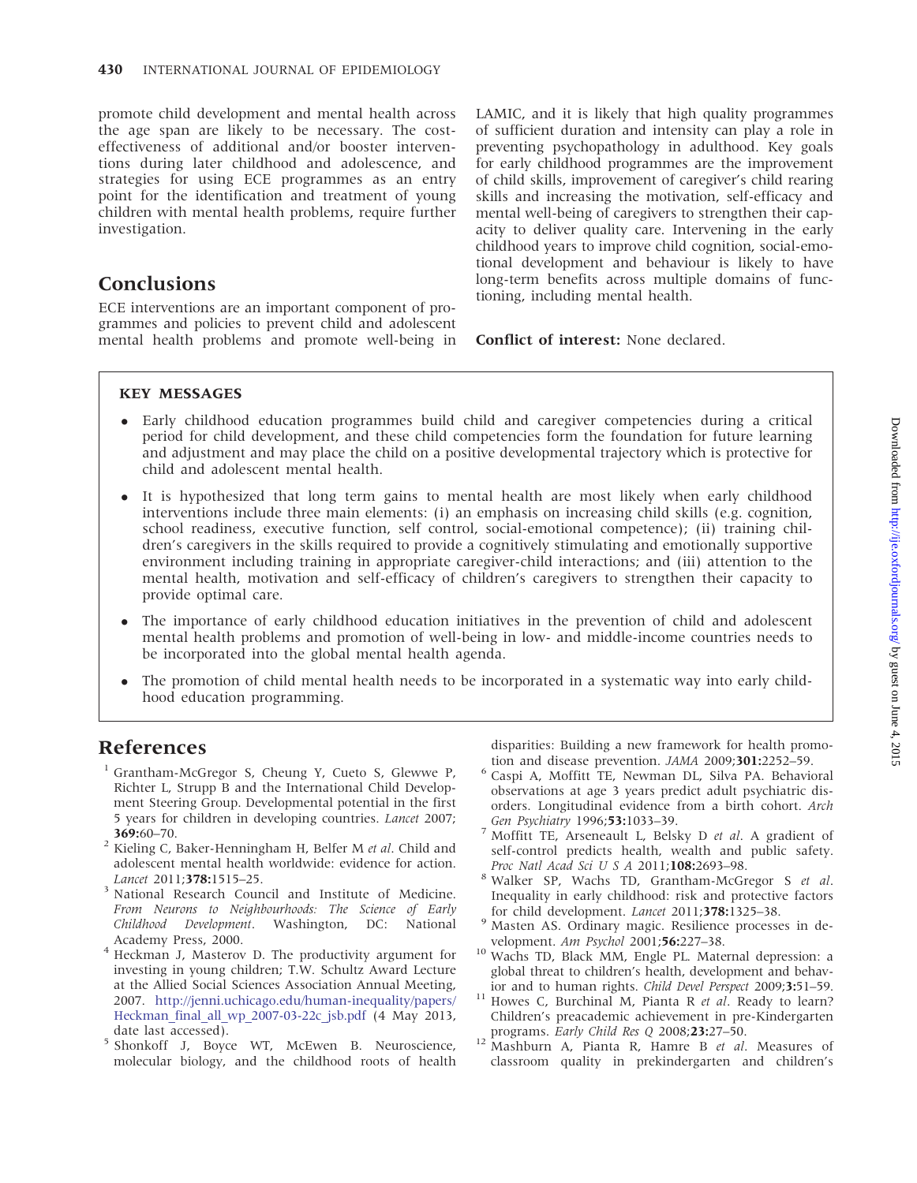promote child development and mental health across the age span are likely to be necessary. The cost-effectiveness of additional and/or booster interventions during later childhood and adolescence, and strategies for using ECE programmes as an entry point for the identification and treatment of young children with mental health problems, require further investigation.

## Conclusions

ECE interventions are an important component of programmes and policies to prevent child and adolescent mental health problems and promote well-being in LAMIC, and it is likely that high quality programmes of sufficient duration and intensity can play a role in preventing psychopathology in adulthood. Key goals for early childhood programmes are the improvement of child skills, improvement of caregiver's child rearing skills and increasing the motivation, self-efficacy and mental well-being of caregivers to strengthen their capacity to deliver quality care. Intervening in the early childhood years to improve child cognition, social-emotional development and behaviour is likely to have long-term benefits across multiple domains of functioning, including mental health.

**Conflict of interest:** None declared.

**KEY MESSAGES**

- Early childhood education programmes build child and caregiver competencies during a critical period for child development, and these child competencies form the foundation for future learning and adjustment and may place the child on a positive developmental trajectory which is protective for child and adolescent mental health.
- It is hypothesized that long term gains to mental health are most likely when early childhood interventions include three main elements: (i) an emphasis on increasing child skills (e.g. cognition, school readiness, executive function, self control, social-emotional competence); (ii) training children's caregivers in the skills required to provide a cognitively stimulating and emotionally supportive environment including training in appropriate caregiver-child interactions; and (iii) attention to the mental health, motivation and self-efficacy of children's caregivers to strengthen their capacity to provide optimal care.
- The importance of early childhood education initiatives in the prevention of child and adolescent mental health problems and promotion of well-being in low- and middle-income countries needs to be incorporated into the global mental health agenda.
- The promotion of child mental health needs to be incorporated in a systematic way into early childhood education programming.

## References

1. Grantham-McGregor S, Cheung Y, Cueto S, Glewwe P, Richter L, Strupp B and the International Child Development Steering Group. Developmental potential in the first 5 years for children in developing countries. *Lancet* 2007; **369:**60–70.
2. Kieling C, Baker-Henningham H, Belfer M *et al*. Child and adolescent mental health worldwide: evidence for action. *Lancet* 2011;**378:**1515–25.
3. National Research Council and Institute of Medicine. *From Neurons to Neighbourhoods: The Science of Early Childhood Development*. Washington, DC: National Academy Press, 2000.
4. Heckman J, Masterov D. The productivity argument for investing in young children; T.W. Schultz Award Lecture at the Allied Social Sciences Association Annual Meeting, 2007. http://jenni.uchicago.edu/human-inequality/papers/Heckman_final_all_wp_2007-03-22c_jsb.pdf (4 May 2013, date last accessed).
5. Shonkoff J, Boyce WT, McEwen B. Neuroscience, molecular biology, and the childhood roots of health disparities: Building a new framework for health promotion and disease prevention. *JAMA* 2009;**301:**2252–59.
6. Caspi A, Moffitt TE, Newman DL, Silva PA. Behavioral observations at age 3 years predict adult psychiatric disorders. Longitudinal evidence from a birth cohort. *Arch Gen Psychiatry* 1996;**53:**1033–39.
7. Moffitt TE, Arseneault L, Belsky D *et al*. A gradient of self-control predicts health, wealth and public safety. *Proc Natl Acad Sci U S A* 2011;**108:**2693–98.
8. Walker SP, Wachs TD, Grantham-McGregor S *et al*. Inequality in early childhood: risk and protective factors for child development. *Lancet* 2011;**378:**1325–38.
9. Masten AS. Ordinary magic. Resilience processes in development. *Am Psychol* 2001;**56:**227–38.
10. Wachs TD, Black MM, Engle PL. Maternal depression: a global threat to children's health, development and behavior and to human rights. *Child Devel Perspect* 2009;**3:**51–59.
11. Howes C, Burchinal M, Pianta R *et al*. Ready to learn? Children's preacademic achievement in pre-Kindergarten programs. *Early Child Res Q* 2008;**23:**27–50.
12. Mashburn A, Pianta R, Hamre B *et al*. Measures of classroom quality in prekindergarten and children's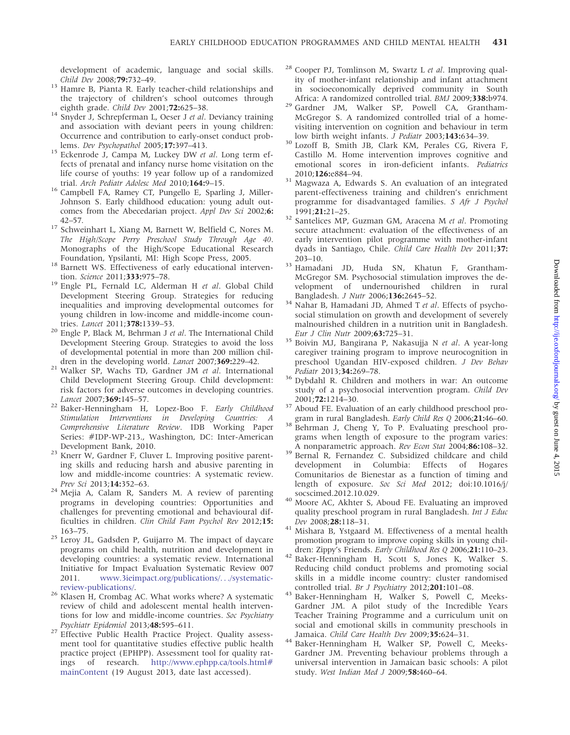development of academic, language and social skills. *Child Dev* 2008;**79:**732–49.

13 Hamre B, Pianta R. Early teacher-child relationships and the trajectory of children's school outcomes through eighth grade. *Child Dev* 2001;**72:**625–38.

14 Snyder J, Schrepferman L, Oeser J *et al*. Deviancy training and association with deviant peers in young children: Occurrence and contribution to early-onset conduct problems. *Dev Psychopathol* 2005;**17:**397–413.

15 Eckenrode J, Campa M, Luckey DW *et al*. Long term effects of prenatal and infancy nurse home visitation on the life course of youths: 19 year follow up of a randomized trial. *Arch Pediatr Adolesc Med* 2010;**164:**9–15.

16 Campbell FA, Ramey CT, Pungello E, Sparling J, Miller-Johnson S. Early childhood education: young adult outcomes from the Abecedarian project. *Appl Dev Sci* 2002;**6:** 42–57.

17 Schweinhart L, Xiang M, Barnett W, Belfield C, Nores M. *The High/Scope Perry Preschool Study Through Age 40*. Monographs of the High/Scope Educational Research Foundation, Ypsilanti, MI: High Scope Press, 2005.

18 Barnett WS. Effectiveness of early educational intervention. *Science* 2011;**333:**975–78.

19 Engle PL, Fernald LC, Alderman H *et al*. Global Child Development Steering Group. Strategies for reducing inequalities and improving developmental outcomes for young children in low-income and middle-income countries. *Lancet* 2011;**378:**1339–53.

20 Engle P, Black M, Behrman J *et al*. The International Child Development Steering Group. Strategies to avoid the loss of developmental potential in more than 200 million children in the developing world. *Lancet* 2007;**369:**229–42.

21 Walker SP, Wachs TD, Gardner JM *et al*. International Child Development Steering Group. Child development: risk factors for adverse outcomes in developing countries. *Lancet* 2007;**369:**145–57.

22 Baker-Henningham H, Lopez-Boo F. *Early Childhood Stimulation Interventions in Developing Countries: A Comprehensive Literature Review*. IDB Working Paper Series: #IDP-WP-213., Washington, DC: Inter-American Development Bank, 2010.

23 Knerr W, Gardner F, Cluver L. Improving positive parenting skills and reducing harsh and abusive parenting in low and middle-income countries: A systematic review. *Prev Sci* 2013;**14:**352–63.

24 Mejia A, Calam R, Sanders M. A review of parenting programs in developing countries: Opportunities and challenges for preventing emotional and behavioural difficulties in children. *Clin Child Fam Psychol Rev* 2012;**15:** 163–75.

25 Leroy JL, Gadsden P, Guijarro M. The impact of daycare programs on child health, nutrition and development in developing countries: a systematic review. International Initiative for Impact Evaluation Systematic Review 007 2011. www.3ieimpact.org/publications/.../systematic-review-publications/.

26 Klasen H, Crombag AC. What works where? A systematic review of child and adolescent mental health interventions for low and middle-income countries. *Soc Psychiatry Psychiatr Epidemiol* 2013;**48:**595–611.

27 Effective Public Health Practice Project. Quality assessment tool for quantitative studies effective public health practice project (EPHPP). Assessment tool for quality ratings of research. http://www.ephpp.ca/tools.html#mainContent (19 August 2013, date last accessed).

28 Cooper PJ, Tomlinson M, Swartz L *et al*. Improving quality of mother-infant relationship and infant attachment in socioeconomically deprived community in South Africa: A randomized controlled trial. *BMJ* 2009;**338:**b974.

29 Gardner JM, Walker SP, Powell CA, Grantham-McGregor S. A randomized controlled trial of a home-visiting intervention on cognition and behaviour in term low birth weight infants. *J Pediatr* 2003;**143:**634–39.

30 Lozoff B, Smith JB, Clark KM, Perales CG, Rivera F, Castillo M. Home intervention improves cognitive and emotional scores in iron-deficient infants. *Pediatrics* 2010;**126:**e884–94.

31 Magwaza A, Edwards S. An evaluation of an integrated parent-effectiveness training and children's enrichment programme for disadvantaged families. *S Afr J Psychol* 1991;**21:**21–25.

32 Santelices MP, Guzman GM, Aracena M *et al*. Promoting secure attachment: evaluation of the effectiveness of an early intervention pilot programme with mother-infant dyads in Santiago, Chile. *Child Care Health Dev* 2011;**37:** 203–10.

33 Hamadani JD, Huda SN, Khatun F, Grantham-McGregor SM. Psychosocial stimulation improves the development of undernourished children in rural Bangladesh. *J Nutr* 2006;**136:**2645–52.

34 Nahar B, Hamadani JD, Ahmed T *et al*. Effects of psychosocial stimulation on growth and development of severely malnourished children in a nutrition unit in Bangladesh. *Eur J Clin Nutr* 2009;**63:**725–31.

35 Boivin MJ, Bangirana P, Nakasujja N *et al*. A year-long caregiver training program to improve neurocognition in preschool Ugandan HIV-exposed children. *J Dev Behav Pediatr* 2013;**34:**269–78.

36 Dybdahl R. Children and mothers in war: An outcome study of a psychosocial intervention program. *Child Dev* 2001;**72:**1214–30.

37 Aboud FE. Evaluation of an early childhood preschool program in rural Bangladesh. *Early Child Res Q* 2006;**21:**46–60.

38 Behrman J, Cheng Y, To P. Evaluating preschool programs when length of exposure to the program varies: A nonparametric approach. *Rev Econ Stat* 2004;**86:**108–32.

39 Bernal R, Fernandez C. Subsidized childcare and child development in Columbia: Effects of Hogares Comunitarios de Bienestar as a function of timing and length of exposure. *Soc Sci Med* 2012; doi:10.1016/j/socscimed.2012.10.029.

40 Moore AC, Akhter S, Aboud FE. Evaluating an improved quality preschool program in rural Bangladesh. *Int J Educ Dev* 2008;**28:**118–31.

41 Mishara B, Ystgaard M. Effectiveness of a mental health promotion program to improve coping skills in young children: Zippy's Friends. *Early Childhood Res Q* 2006;**21:**110–23.

42 Baker-Henningham H, Scott S, Jones K, Walker S. Reducing child conduct problems and promoting social skills in a middle income country: cluster randomised controlled trial. *Br J Psychiatry* 2012;**201:**101–08.

43 Baker-Henningham H, Walker S, Powell C, Meeks-Gardner JM. A pilot study of the Incredible Years Teacher Training Programme and a curriculum unit on social and emotional skills in community preschools in Jamaica. *Child Care Health Dev* 2009;**35:**624–31.

44 Baker-Henningham H, Walker SP, Powell C, Meeks-Gardner JM. Preventing behaviour problems through a universal intervention in Jamaican basic schools: A pilot study. *West Indian Med J* 2009;**58:**460–64.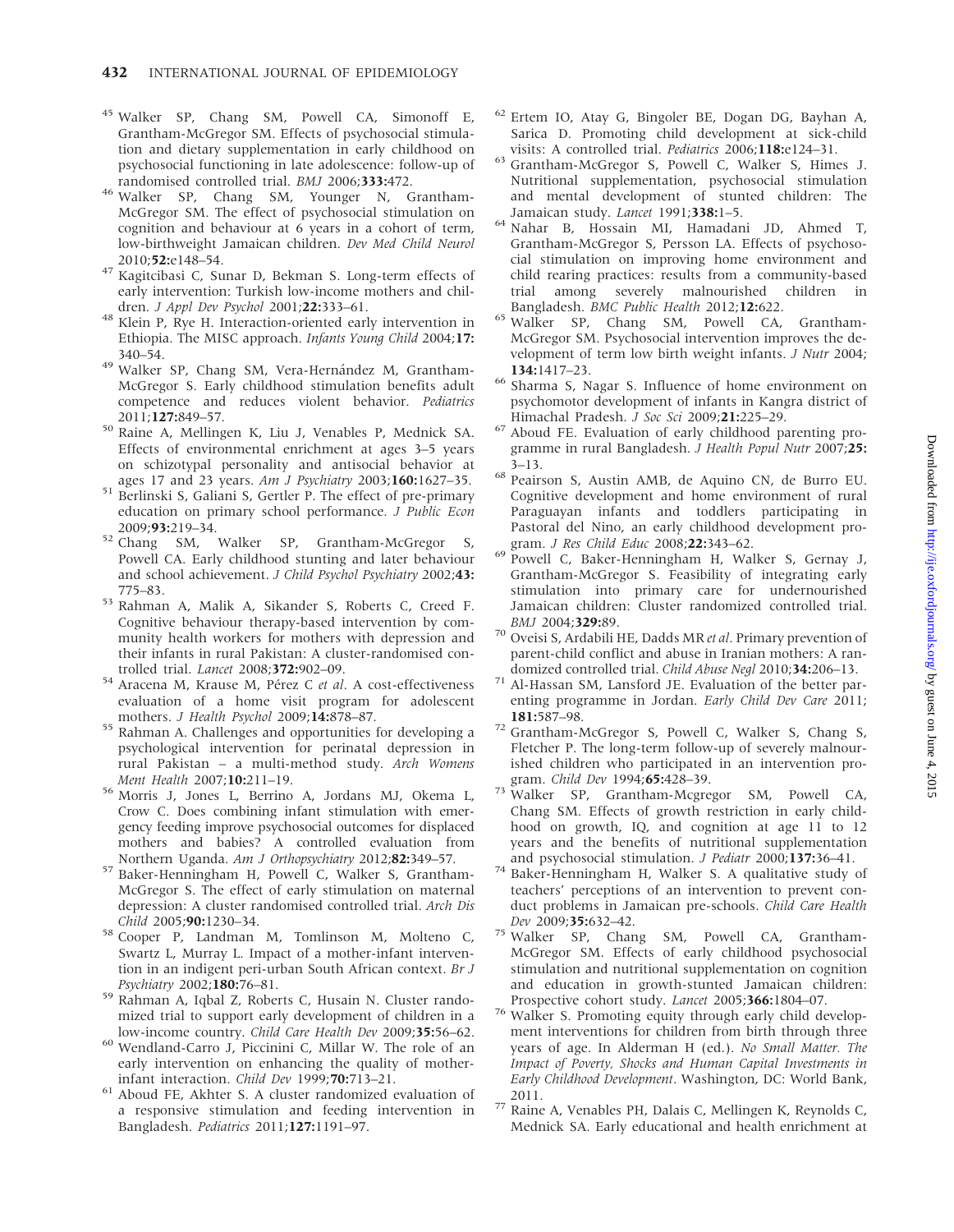45. Walker SP, Chang SM, Powell CA, Simonoff E, Grantham-McGregor SM. Effects of psychosocial stimulation and dietary supplementation in early childhood on psychosocial functioning in late adolescence: follow-up of randomised controlled trial. *BMJ* 2006;**333:**472.
46. Walker SP, Chang SM, Younger N, Grantham-McGregor SM. The effect of psychosocial stimulation on cognition and behaviour at 6 years in a cohort of term, low-birthweight Jamaican children. *Dev Med Child Neurol* 2010;**52:**e148–54.
47. Kagitcibasi C, Sunar D, Bekman S. Long-term effects of early intervention: Turkish low-income mothers and children. *J Appl Dev Psychol* 2001;**22:**333–61.
48. Klein P, Rye H. Interaction-oriented early intervention in Ethiopia. The MISC approach. *Infants Young Child* 2004;**17:** 340–54.
49. Walker SP, Chang SM, Vera-Hernández M, Grantham-McGregor S. Early childhood stimulation benefits adult competence and reduces violent behavior. *Pediatrics* 2011;**127:**849–57.
50. Raine A, Mellingen K, Liu J, Venables P, Mednick SA. Effects of environmental enrichment at ages 3–5 years on schizotypal personality and antisocial behavior at ages 17 and 23 years. *Am J Psychiatry* 2003;**160:**1627–35.
51. Berlinski S, Galiani S, Gertler P. The effect of pre-primary education on primary school performance. *J Public Econ* 2009;**93:**219–34.
52. Chang SM, Walker SP, Grantham-McGregor S, Powell CA. Early childhood stunting and later behaviour and school achievement. *J Child Psychol Psychiatry* 2002;**43:** 775–83.
53. Rahman A, Malik A, Sikander S, Roberts C, Creed F. Cognitive behaviour therapy-based intervention by community health workers for mothers with depression and their infants in rural Pakistan: A cluster-randomised controlled trial. *Lancet* 2008;**372:**902–09.
54. Aracena M, Krause M, Pérez C *et al*. A cost-effectiveness evaluation of a home visit program for adolescent mothers. *J Health Psychol* 2009;**14:**878–87.
55. Rahman A. Challenges and opportunities for developing a psychological intervention for perinatal depression in rural Pakistan – a multi-method study. *Arch Womens Ment Health* 2007;**10:**211–19.
56. Morris J, Jones L, Berrino A, Jordans MJ, Okema L, Crow C. Does combining infant stimulation with emergency feeding improve psychosocial outcomes for displaced mothers and babies? A controlled evaluation from Northern Uganda. *Am J Orthopsychiatry* 2012;**82:**349–57.
57. Baker-Henningham H, Powell C, Walker S, Grantham-McGregor S. The effect of early stimulation on maternal depression: A cluster randomised controlled trial. *Arch Dis Child* 2005;**90:**1230–34.
58. Cooper P, Landman M, Tomlinson M, Molteno C, Swartz L, Murray L. Impact of a mother-infant intervention in an indigent peri-urban South African context. *Br J Psychiatry* 2002;**180:**76–81.
59. Rahman A, Iqbal Z, Roberts C, Husain N. Cluster randomized trial to support early development of children in a low-income country. *Child Care Health Dev* 2009;**35:**56–62.
60. Wendland-Carro J, Piccinini C, Millar W. The role of an early intervention on enhancing the quality of mother-infant interaction. *Child Dev* 1999;**70:**713–21.
61. Aboud FE, Akhter S. A cluster randomized evaluation of a responsive stimulation and feeding intervention in Bangladesh. *Pediatrics* 2011;**127:**1191–97.
62. Ertem IO, Atay G, Bingoler BE, Dogan DG, Bayhan A, Sarica D. Promoting child development at sick-child visits: A controlled trial. *Pediatrics* 2006;**118:**e124–31.
63. Grantham-McGregor S, Powell C, Walker S, Himes J. Nutritional supplementation, psychosocial stimulation and mental development of stunted children: The Jamaican study. *Lancet* 1991;**338:**1–5.
64. Nahar B, Hossain MI, Hamadani JD, Ahmed T, Grantham-McGregor S, Persson LA. Effects of psychosocial stimulation on improving home environment and child rearing practices: results from a community-based trial among severely malnourished children in Bangladesh. *BMC Public Health* 2012;**12:**622.
65. Walker SP, Chang SM, Powell CA, Grantham-McGregor SM. Psychosocial intervention improves the development of term low birth weight infants. *J Nutr* 2004; **134:**1417–23.
66. Sharma S, Nagar S. Influence of home environment on psychomotor development of infants in Kangra district of Himachal Pradesh. *J Soc Sci* 2009;**21:**225–29.
67. Aboud FE. Evaluation of early childhood parenting programme in rural Bangladesh. *J Health Popul Nutr* 2007;**25:** 3–13.
68. Peairson S, Austin AMB, de Aquino CN, de Burro EU. Cognitive development and home environment of rural Paraguayan infants and toddlers participating in Pastoral del Nino, an early childhood development program. *J Res Child Educ* 2008;**22:**343–62.
69. Powell C, Baker-Henningham H, Walker S, Gernay J, Grantham-McGregor S. Feasibility of integrating early stimulation into primary care for undernourished Jamaican children: Cluster randomized controlled trial. *BMJ* 2004;**329:**89.
70. Oveisi S, Ardabili HE, Dadds MR *et al*. Primary prevention of parent-child conflict and abuse in Iranian mothers: A randomized controlled trial. *Child Abuse Negl* 2010;**34:**206–13.
71. Al-Hassan SM, Lansford JE. Evaluation of the better parenting programme in Jordan. *Early Child Dev Care* 2011; **181:**587–98.
72. Grantham-McGregor S, Powell C, Walker S, Chang S, Fletcher P. The long-term follow-up of severely malnourished children who participated in an intervention program. *Child Dev* 1994;**65:**428–39.
73. Walker SP, Grantham-Mcgregor SM, Powell CA, Chang SM. Effects of growth restriction in early childhood on growth, IQ, and cognition at age 11 to 12 years and the benefits of nutritional supplementation and psychosocial stimulation. *J Pediatr* 2000;**137:**36–41.
74. Baker-Henningham H, Walker S. A qualitative study of teachers' perceptions of an intervention to prevent conduct problems in Jamaican pre-schools. *Child Care Health Dev* 2009;**35:**632–42.
75. Walker SP, Chang SM, Powell CA, Grantham-McGregor SM. Effects of early childhood psychosocial stimulation and nutritional supplementation on cognition and education in growth-stunted Jamaican children: Prospective cohort study. *Lancet* 2005;**366:**1804–07.
76. Walker S. Promoting equity through early child development interventions for children from birth through three years of age. In Alderman H (ed.). *No Small Matter. The Impact of Poverty, Shocks and Human Capital Investments in Early Childhood Development*. Washington, DC: World Bank, 2011.
77. Raine A, Venables PH, Dalais C, Mellingen K, Reynolds C, Mednick SA. Early educational and health enrichment at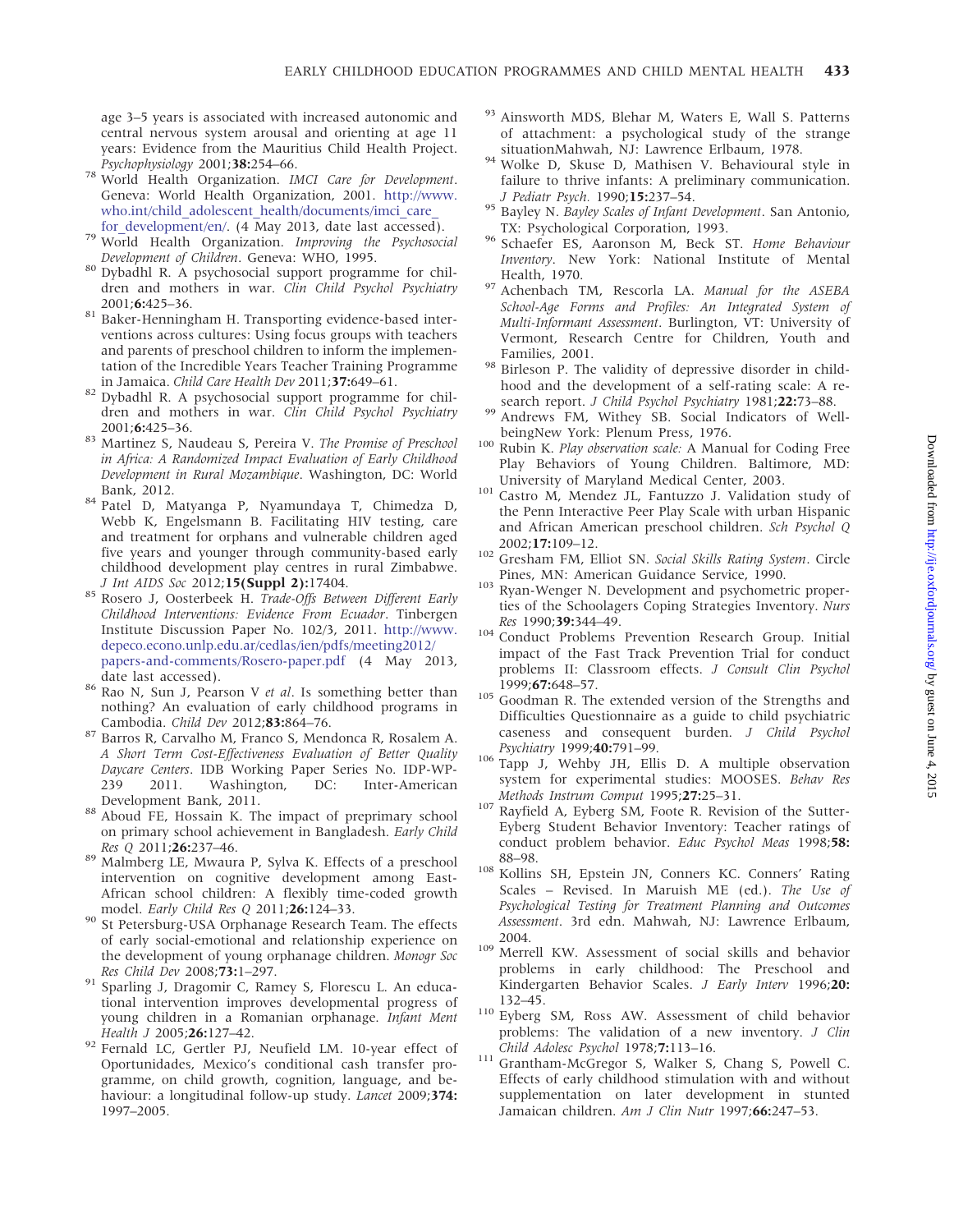age 3–5 years is associated with increased autonomic and central nervous system arousal and orienting at age 11 years: Evidence from the Mauritius Child Health Project. *Psychophysiology* 2001;**38:**254–66.

78. World Health Organization. *IMCI Care for Development*. Geneva: World Health Organization, 2001. http://www.who.int/child_adolescent_health/documents/imci_care_for_development/en/. (4 May 2013, date last accessed).
79. World Health Organization. *Improving the Psychosocial Development of Children*. Geneva: WHO, 1995.
80. Dybadhl R. A psychosocial support programme for children and mothers in war. *Clin Child Psychol Psychiatry* 2001;**6:**425–36.
81. Baker-Henningham H. Transporting evidence-based interventions across cultures: Using focus groups with teachers and parents of preschool children to inform the implementation of the Incredible Years Teacher Training Programme in Jamaica. *Child Care Health Dev* 2011;**37:**649–61.
82. Dybadhl R. A psychosocial support programme for children and mothers in war. *Clin Child Psychol Psychiatry* 2001;**6:**425–36.
83. Martinez S, Naudeau S, Pereira V. *The Promise of Preschool in Africa: A Randomized Impact Evaluation of Early Childhood Development in Rural Mozambique*. Washington, DC: World Bank, 2012.
84. Patel D, Matyanga P, Nyamundaya T, Chimedza D, Webb K, Engelsmann B. Facilitating HIV testing, care and treatment for orphans and vulnerable children aged five years and younger through community-based early childhood development play centres in rural Zimbabwe. *J Int AIDS Soc* 2012;**15(Suppl 2):**17404.
85. Rosero J, Oosterbeek H. *Trade-Offs Between Different Early Childhood Interventions: Evidence From Ecuador*. Tinbergen Institute Discussion Paper No. 102/3, 2011. http://www.depeco.econo.unlp.edu.ar/cedlas/ien/pdfs/meeting2012/papers-and-comments/Rosero-paper.pdf (4 May 2013, date last accessed).
86. Rao N, Sun J, Pearson V *et al*. Is something better than nothing? An evaluation of early childhood programs in Cambodia. *Child Dev* 2012;**83:**864–76.
87. Barros R, Carvalho M, Franco S, Mendonca R, Rosalem A. *A Short Term Cost-Effectiveness Evaluation of Better Quality Daycare Centers*. IDB Working Paper Series No. IDP-WP-239 2011. Washington, DC: Inter-American Development Bank, 2011.
88. Aboud FE, Hossain K. The impact of preprimary school on primary school achievement in Bangladesh. *Early Child Res Q* 2011;**26:**237–46.
89. Malmberg LE, Mwaura P, Sylva K. Effects of a preschool intervention on cognitive development among East-African school children: A flexibly time-coded growth model. *Early Child Res Q* 2011;**26:**124–33.
90. St Petersburg-USA Orphanage Research Team. The effects of early social-emotional and relationship experience on the development of young orphanage children. *Monogr Soc Res Child Dev* 2008;**73:**1–297.
91. Sparling J, Dragomir C, Ramey S, Florescu L. An educational intervention improves developmental progress of young children in a Romanian orphanage. *Infant Ment Health J* 2005;**26:**127–42.
92. Fernald LC, Gertler PJ, Neufield LM. 10-year effect of Oportunidades, Mexico's conditional cash transfer programme, on child growth, cognition, language, and behaviour: a longitudinal follow-up study. *Lancet* 2009;**374:** 1997–2005.
93. Ainsworth MDS, Blehar M, Waters E, Wall S. Patterns of attachment: a psychological study of the strange situationMahwah, NJ: Lawrence Erlbaum, 1978.
94. Wolke D, Skuse D, Mathisen V. Behavioural style in failure to thrive infants: A preliminary communication. *J Pediatr Psych.* 1990;**15:**237–54.
95. Bayley N. *Bayley Scales of Infant Development*. San Antonio, TX: Psychological Corporation, 1993.
96. Schaefer ES, Aaronson M, Beck ST. *Home Behaviour Inventory*. New York: National Institute of Mental Health, 1970.
97. Achenbach TM, Rescorla LA. *Manual for the ASEBA School-Age Forms and Profiles: An Integrated System of Multi-Informant Assessment*. Burlington, VT: University of Vermont, Research Centre for Children, Youth and Families, 2001.
98. Birleson P. The validity of depressive disorder in childhood and the development of a self-rating scale: A research report. *J Child Psychol Psychiatry* 1981;**22:**73–88.
99. Andrews FM, Withey SB. Social Indicators of Well-beingNew York: Plenum Press, 1976.
100. Rubin K. *Play observation scale:* A Manual for Coding Free Play Behaviors of Young Children. Baltimore, MD: University of Maryland Medical Center, 2003.
101. Castro M, Mendez JL, Fantuzzo J. Validation study of the Penn Interactive Peer Play Scale with urban Hispanic and African American preschool children. *Sch Psychol Q* 2002;**17:**109–12.
102. Gresham FM, Elliot SN. *Social Skills Rating System*. Circle Pines, MN: American Guidance Service, 1990.
103. Ryan-Wenger N. Development and psychometric properties of the Schoolagers Coping Strategies Inventory. *Nurs Res* 1990;**39:**344–49.
104. Conduct Problems Prevention Research Group. Initial impact of the Fast Track Prevention Trial for conduct problems II: Classroom effects. *J Consult Clin Psychol* 1999;**67:**648–57.
105. Goodman R. The extended version of the Strengths and Difficulties Questionnaire as a guide to child psychiatric caseness and consequent burden. *J Child Psychol Psychiatry* 1999;**40:**791–99.
106. Tapp J, Wehby JH, Ellis D. A multiple observation system for experimental studies: MOOSES. *Behav Res Methods Instrum Comput* 1995;**27:**25–31.
107. Rayfield A, Eyberg SM, Foote R. Revision of the Sutter-Eyberg Student Behavior Inventory: Teacher ratings of conduct problem behavior. *Educ Psychol Meas* 1998;**58:** 88–98.
108. Kollins SH, Epstein JN, Conners KC. Conners' Rating Scales – Revised. In Maruish ME (ed.). *The Use of Psychological Testing for Treatment Planning and Outcomes Assessment*. 3rd edn. Mahwah, NJ: Lawrence Erlbaum, 2004.
109. Merrell KW. Assessment of social skills and behavior problems in early childhood: The Preschool and Kindergarten Behavior Scales. *J Early Interv* 1996;**20:** 132–45.
110. Eyberg SM, Ross AW. Assessment of child behavior problems: The validation of a new inventory. *J Clin Child Adolesc Psychol* 1978;**7:**113–16.
111. Grantham-McGregor S, Walker S, Chang S, Powell C. Effects of early childhood stimulation with and without supplementation on later development in stunted Jamaican children. *Am J Clin Nutr* 1997;**66:**247–53.